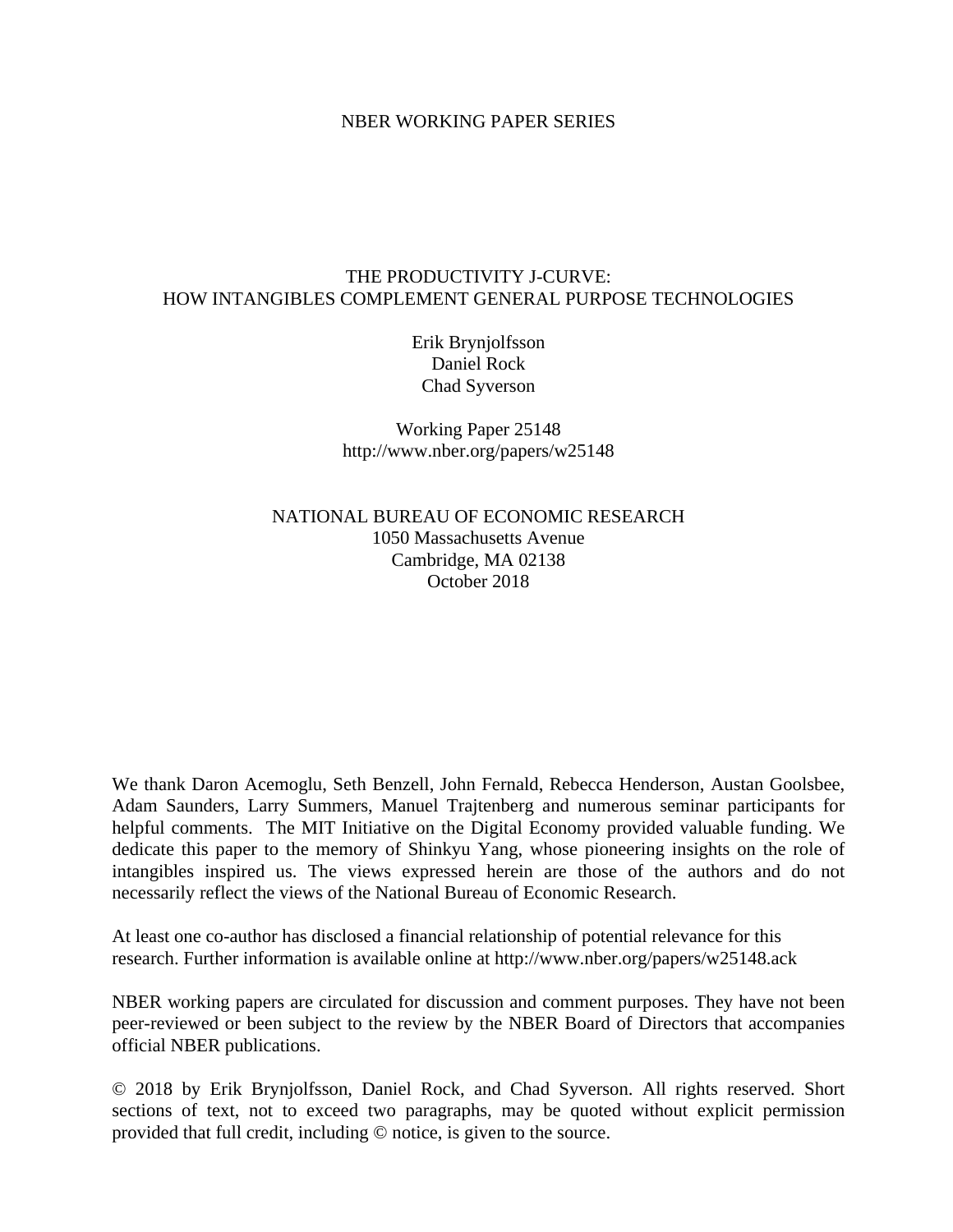NBER WORKING PAPER SERIES

# THE PRODUCTIVITY J-CURVE: HOW INTANGIBLES COMPLEMENT GENERAL PURPOSE TECHNOLOGIES

Erik Brynjolfsson
Daniel Rock
Chad Syverson

Working Paper 25148
http://www.nber.org/papers/w25148

NATIONAL BUREAU OF ECONOMIC RESEARCH
1050 Massachusetts Avenue
Cambridge, MA 02138
October 2018

We thank Daron Acemoglu, Seth Benzell, John Fernald, Rebecca Henderson, Austan Goolsbee, Adam Saunders, Larry Summers, Manuel Trajtenberg and numerous seminar participants for helpful comments. The MIT Initiative on the Digital Economy provided valuable funding. We dedicate this paper to the memory of Shinkyu Yang, whose pioneering insights on the role of intangibles inspired us. The views expressed herein are those of the authors and do not necessarily reflect the views of the National Bureau of Economic Research.

At least one co-author has disclosed a financial relationship of potential relevance for this research. Further information is available online at http://www.nber.org/papers/w25148.ack

NBER working papers are circulated for discussion and comment purposes. They have not been peer-reviewed or been subject to the review by the NBER Board of Directors that accompanies official NBER publications.

© 2018 by Erik Brynjolfsson, Daniel Rock, and Chad Syverson. All rights reserved. Short sections of text, not to exceed two paragraphs, may be quoted without explicit permission provided that full credit, including © notice, is given to the source.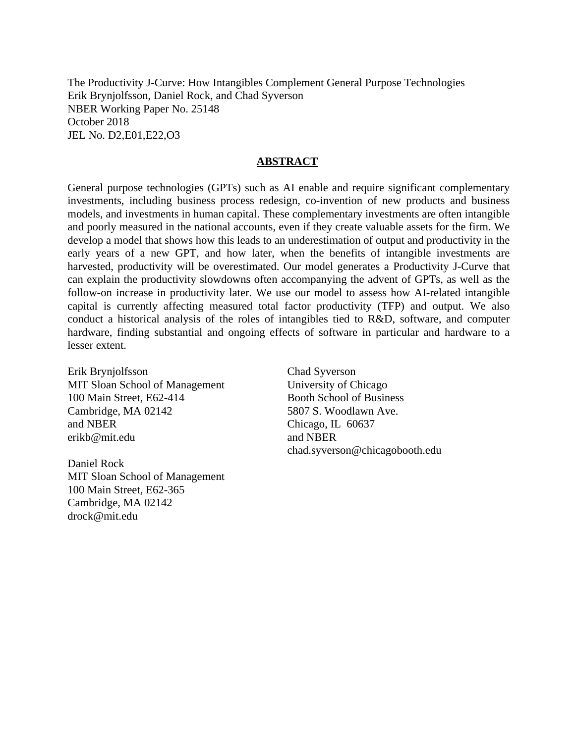The Productivity J-Curve: How Intangibles Complement General Purpose Technologies
Erik Brynjolfsson, Daniel Rock, and Chad Syverson
NBER Working Paper No. 25148
October 2018
JEL No. D2,E01,E22,O3

## ABSTRACT

General purpose technologies (GPTs) such as AI enable and require significant complementary investments, including business process redesign, co-invention of new products and business models, and investments in human capital. These complementary investments are often intangible and poorly measured in the national accounts, even if they create valuable assets for the firm. We develop a model that shows how this leads to an underestimation of output and productivity in the early years of a new GPT, and how later, when the benefits of intangible investments are harvested, productivity will be overestimated. Our model generates a Productivity J-Curve that can explain the productivity slowdowns often accompanying the advent of GPTs, as well as the follow-on increase in productivity later. We use our model to assess how AI-related intangible capital is currently affecting measured total factor productivity (TFP) and output. We also conduct a historical analysis of the roles of intangibles tied to R&D, software, and computer hardware, finding substantial and ongoing effects of software in particular and hardware to a lesser extent.

Erik Brynjolfsson
MIT Sloan School of Management
100 Main Street, E62-414
Cambridge, MA 02142
and NBER
erikb@mit.edu

Daniel Rock
MIT Sloan School of Management
100 Main Street, E62-365
Cambridge, MA 02142
drock@mit.edu

Chad Syverson
University of Chicago
Booth School of Business
5807 S. Woodlawn Ave.
Chicago, IL 60637
and NBER
chad.syverson@chicagobooth.edu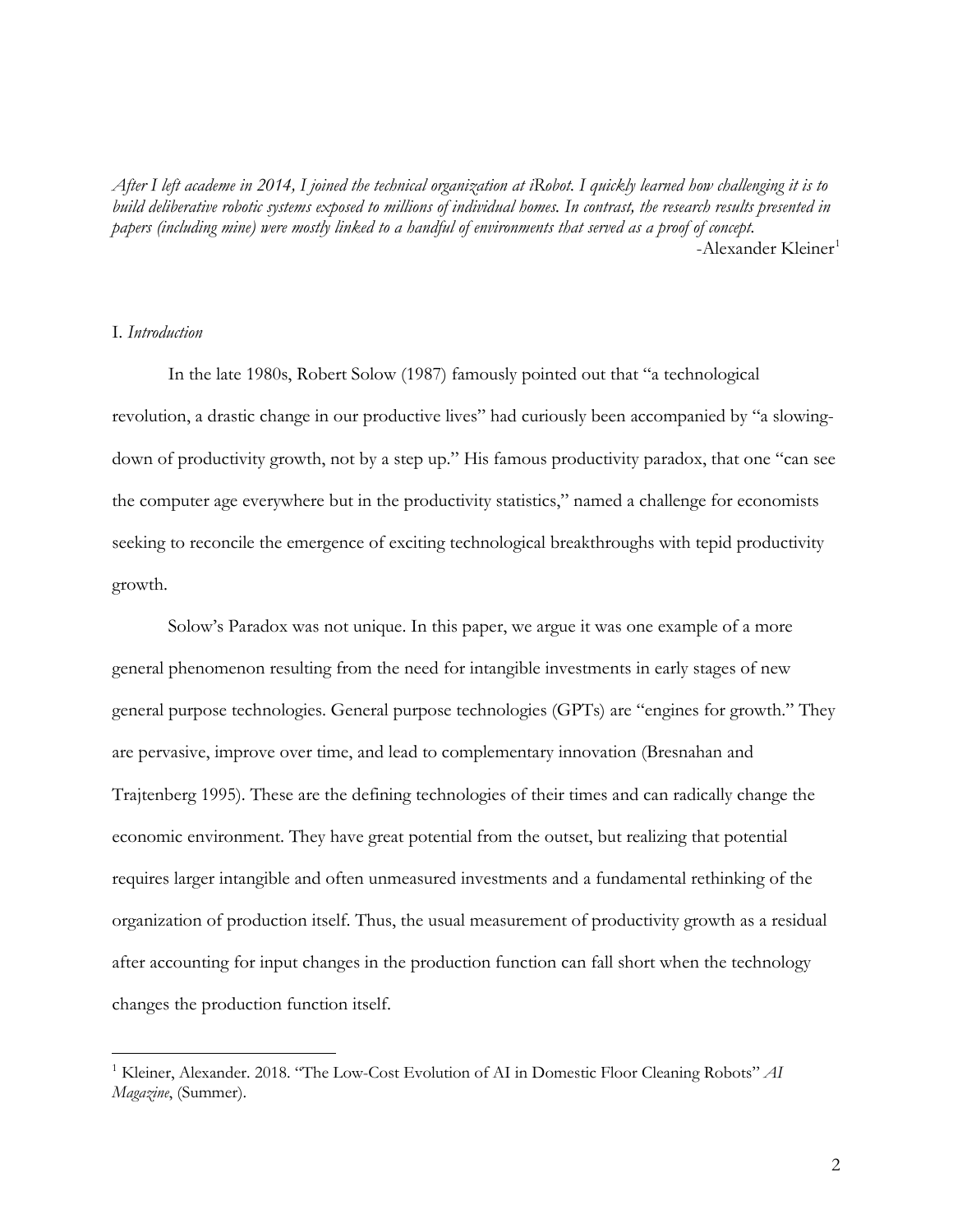*After I left academe in 2014, I joined the technical organization at iRobot. I quickly learned how challenging it is to build deliberative robotic systems exposed to millions of individual homes. In contrast, the research results presented in papers (including mine) were mostly linked to a handful of environments that served as a proof of concept.*

-Alexander Kleiner[1]

## I. *Introduction*

In the late 1980s, Robert Solow (1987) famously pointed out that "a technological revolution, a drastic change in our productive lives" had curiously been accompanied by "a slowing-down of productivity growth, not by a step up." His famous productivity paradox, that one "can see the computer age everywhere but in the productivity statistics," named a challenge for economists seeking to reconcile the emergence of exciting technological breakthroughs with tepid productivity growth.

Solow's Paradox was not unique. In this paper, we argue it was one example of a more general phenomenon resulting from the need for intangible investments in early stages of new general purpose technologies. General purpose technologies (GPTs) are "engines for growth." They are pervasive, improve over time, and lead to complementary innovation (Bresnahan and Trajtenberg 1995). These are the defining technologies of their times and can radically change the economic environment. They have great potential from the outset, but realizing that potential requires larger intangible and often unmeasured investments and a fundamental rethinking of the organization of production itself. Thus, the usual measurement of productivity growth as a residual after accounting for input changes in the production function can fall short when the technology changes the production function itself.

---

[1] Kleiner, Alexander. 2018. "The Low-Cost Evolution of AI in Domestic Floor Cleaning Robots" *AI Magazine*, (Summer).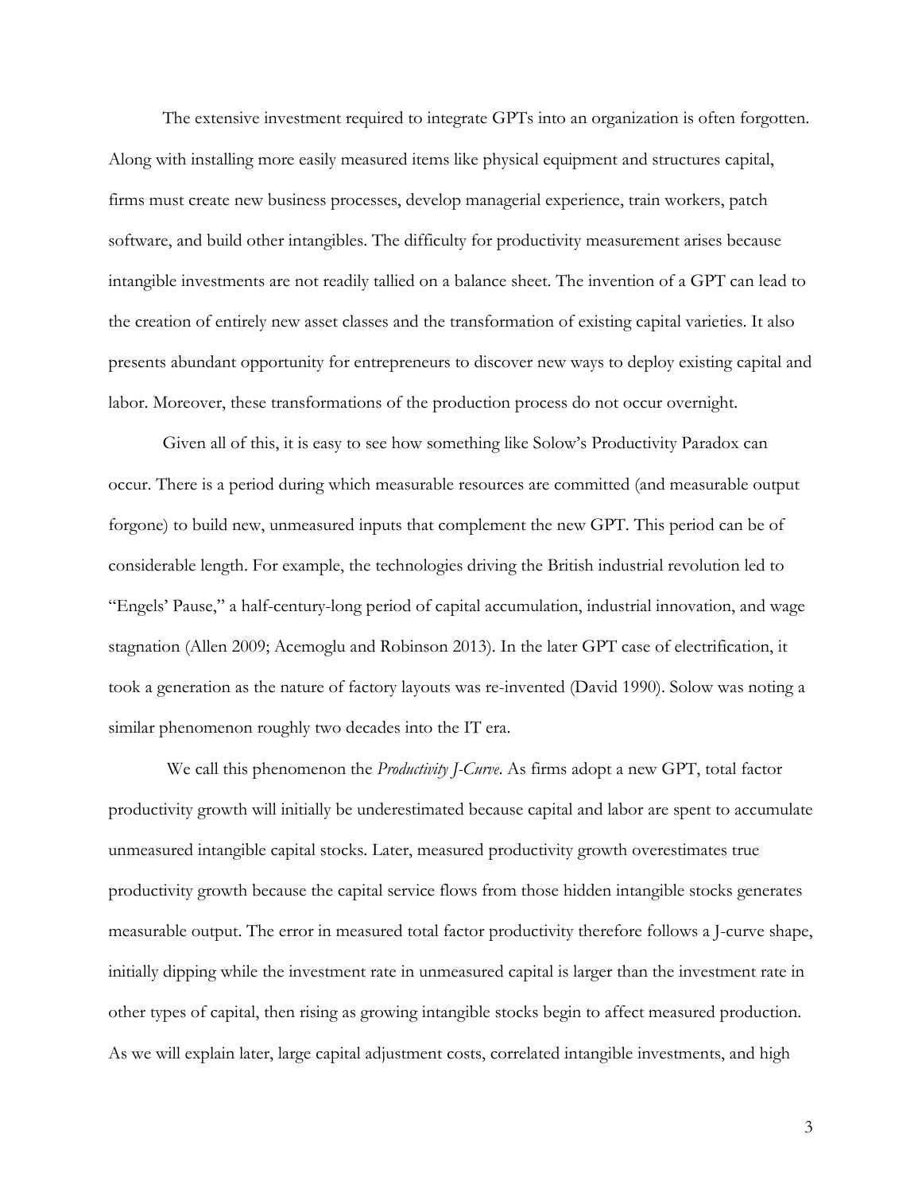The extensive investment required to integrate GPTs into an organization is often forgotten. Along with installing more easily measured items like physical equipment and structures capital, firms must create new business processes, develop managerial experience, train workers, patch software, and build other intangibles. The difficulty for productivity measurement arises because intangible investments are not readily tallied on a balance sheet. The invention of a GPT can lead to the creation of entirely new asset classes and the transformation of existing capital varieties. It also presents abundant opportunity for entrepreneurs to discover new ways to deploy existing capital and labor. Moreover, these transformations of the production process do not occur overnight.

Given all of this, it is easy to see how something like Solow's Productivity Paradox can occur. There is a period during which measurable resources are committed (and measurable output forgone) to build new, unmeasured inputs that complement the new GPT. This period can be of considerable length. For example, the technologies driving the British industrial revolution led to "Engels' Pause," a half-century-long period of capital accumulation, industrial innovation, and wage stagnation (Allen 2009; Acemoglu and Robinson 2013). In the later GPT case of electrification, it took a generation as the nature of factory layouts was re-invented (David 1990). Solow was noting a similar phenomenon roughly two decades into the IT era.

We call this phenomenon the *Productivity J-Curve*. As firms adopt a new GPT, total factor productivity growth will initially be underestimated because capital and labor are spent to accumulate unmeasured intangible capital stocks. Later, measured productivity growth overestimates true productivity growth because the capital service flows from those hidden intangible stocks generates measurable output. The error in measured total factor productivity therefore follows a J-curve shape, initially dipping while the investment rate in unmeasured capital is larger than the investment rate in other types of capital, then rising as growing intangible stocks begin to affect measured production. As we will explain later, large capital adjustment costs, correlated intangible investments, and high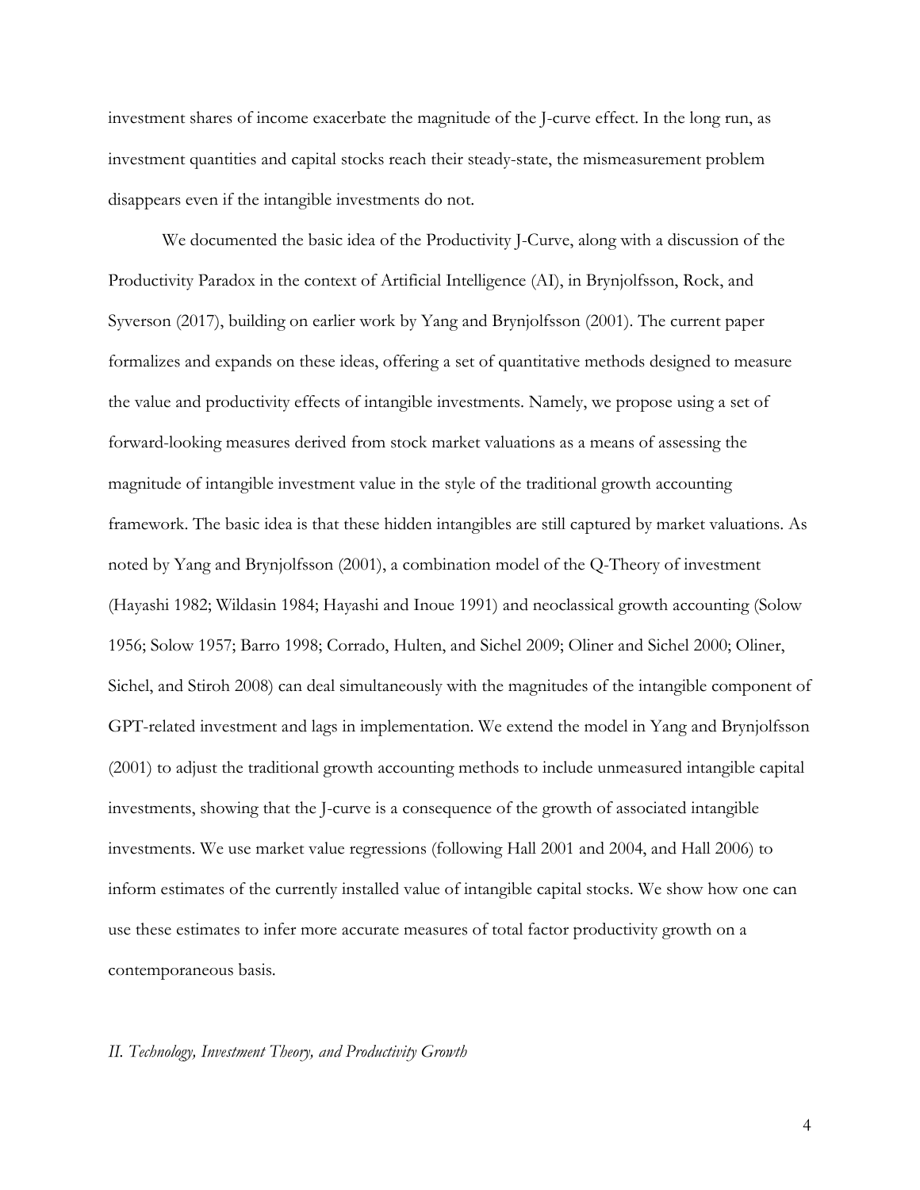investment shares of income exacerbate the magnitude of the J-curve effect. In the long run, as investment quantities and capital stocks reach their steady-state, the mismeasurement problem disappears even if the intangible investments do not.

We documented the basic idea of the Productivity J-Curve, along with a discussion of the Productivity Paradox in the context of Artificial Intelligence (AI), in Brynjolfsson, Rock, and Syverson (2017), building on earlier work by Yang and Brynjolfsson (2001). The current paper formalizes and expands on these ideas, offering a set of quantitative methods designed to measure the value and productivity effects of intangible investments. Namely, we propose using a set of forward-looking measures derived from stock market valuations as a means of assessing the magnitude of intangible investment value in the style of the traditional growth accounting framework. The basic idea is that these hidden intangibles are still captured by market valuations. As noted by Yang and Brynjolfsson (2001), a combination model of the Q-Theory of investment (Hayashi 1982; Wildasin 1984; Hayashi and Inoue 1991) and neoclassical growth accounting (Solow 1956; Solow 1957; Barro 1998; Corrado, Hulten, and Sichel 2009; Oliner and Sichel 2000; Oliner, Sichel, and Stiroh 2008) can deal simultaneously with the magnitudes of the intangible component of GPT-related investment and lags in implementation. We extend the model in Yang and Brynjolfsson (2001) to adjust the traditional growth accounting methods to include unmeasured intangible capital investments, showing that the J-curve is a consequence of the growth of associated intangible investments. We use market value regressions (following Hall 2001 and 2004, and Hall 2006) to inform estimates of the currently installed value of intangible capital stocks. We show how one can use these estimates to infer more accurate measures of total factor productivity growth on a contemporaneous basis.

## *II. Technology, Investment Theory, and Productivity Growth*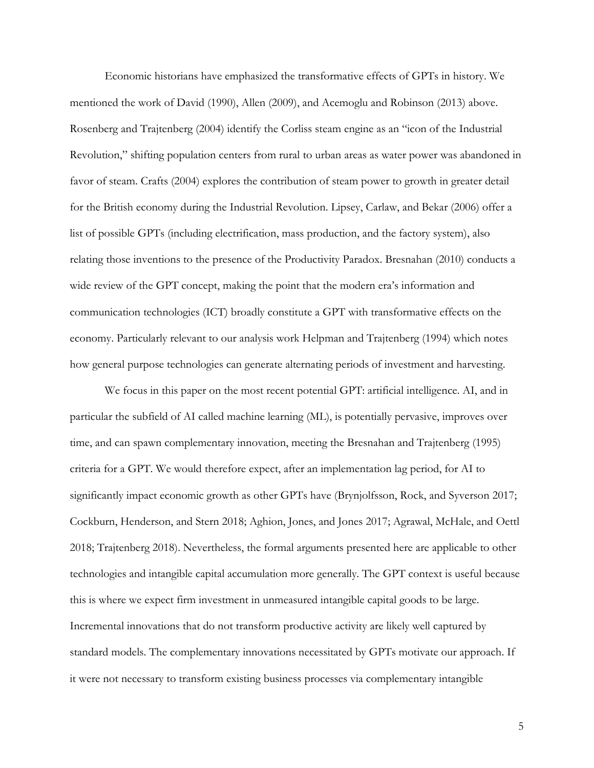Economic historians have emphasized the transformative effects of GPTs in history. We mentioned the work of David (1990), Allen (2009), and Acemoglu and Robinson (2013) above. Rosenberg and Trajtenberg (2004) identify the Corliss steam engine as an "icon of the Industrial Revolution," shifting population centers from rural to urban areas as water power was abandoned in favor of steam. Crafts (2004) explores the contribution of steam power to growth in greater detail for the British economy during the Industrial Revolution. Lipsey, Carlaw, and Bekar (2006) offer a list of possible GPTs (including electrification, mass production, and the factory system), also relating those inventions to the presence of the Productivity Paradox. Bresnahan (2010) conducts a wide review of the GPT concept, making the point that the modern era's information and communication technologies (ICT) broadly constitute a GPT with transformative effects on the economy. Particularly relevant to our analysis work Helpman and Trajtenberg (1994) which notes how general purpose technologies can generate alternating periods of investment and harvesting.

We focus in this paper on the most recent potential GPT: artificial intelligence. AI, and in particular the subfield of AI called machine learning (ML), is potentially pervasive, improves over time, and can spawn complementary innovation, meeting the Bresnahan and Trajtenberg (1995) criteria for a GPT. We would therefore expect, after an implementation lag period, for AI to significantly impact economic growth as other GPTs have (Brynjolfsson, Rock, and Syverson 2017; Cockburn, Henderson, and Stern 2018; Aghion, Jones, and Jones 2017; Agrawal, McHale, and Oettl 2018; Trajtenberg 2018). Nevertheless, the formal arguments presented here are applicable to other technologies and intangible capital accumulation more generally. The GPT context is useful because this is where we expect firm investment in unmeasured intangible capital goods to be large. Incremental innovations that do not transform productive activity are likely well captured by standard models. The complementary innovations necessitated by GPTs motivate our approach. If it were not necessary to transform existing business processes via complementary intangible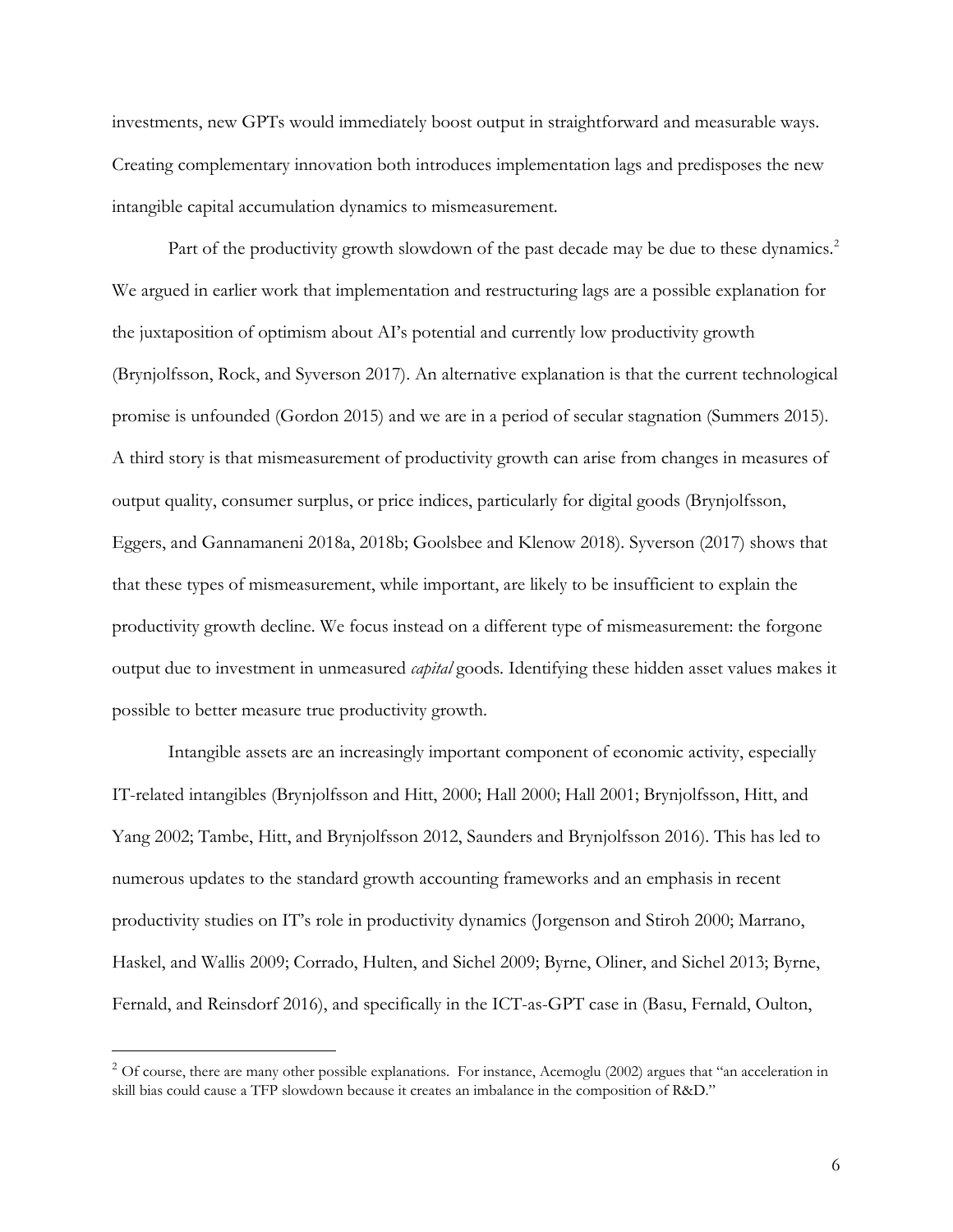investments, new GPTs would immediately boost output in straightforward and measurable ways. Creating complementary innovation both introduces implementation lags and predisposes the new intangible capital accumulation dynamics to mismeasurement.

Part of the productivity growth slowdown of the past decade may be due to these dynamics.[2] We argued in earlier work that implementation and restructuring lags are a possible explanation for the juxtaposition of optimism about AI's potential and currently low productivity growth (Brynjolfsson, Rock, and Syverson 2017). An alternative explanation is that the current technological promise is unfounded (Gordon 2015) and we are in a period of secular stagnation (Summers 2015). A third story is that mismeasurement of productivity growth can arise from changes in measures of output quality, consumer surplus, or price indices, particularly for digital goods (Brynjolfsson, Eggers, and Gannamaneni 2018a, 2018b; Goolsbee and Klenow 2018). Syverson (2017) shows that that these types of mismeasurement, while important, are likely to be insufficient to explain the productivity growth decline. We focus instead on a different type of mismeasurement: the forgone output due to investment in unmeasured *capital* goods. Identifying these hidden asset values makes it possible to better measure true productivity growth.

Intangible assets are an increasingly important component of economic activity, especially IT-related intangibles (Brynjolfsson and Hitt, 2000; Hall 2000; Hall 2001; Brynjolfsson, Hitt, and Yang 2002; Tambe, Hitt, and Brynjolfsson 2012, Saunders and Brynjolfsson 2016). This has led to numerous updates to the standard growth accounting frameworks and an emphasis in recent productivity studies on IT's role in productivity dynamics (Jorgenson and Stiroh 2000; Marrano, Haskel, and Wallis 2009; Corrado, Hulten, and Sichel 2009; Byrne, Oliner, and Sichel 2013; Byrne, Fernald, and Reinsdorf 2016), and specifically in the ICT-as-GPT case in (Basu, Fernald, Oulton,

[2] Of course, there are many other possible explanations. For instance, Acemoglu (2002) argues that "an acceleration in skill bias could cause a TFP slowdown because it creates an imbalance in the composition of R&D."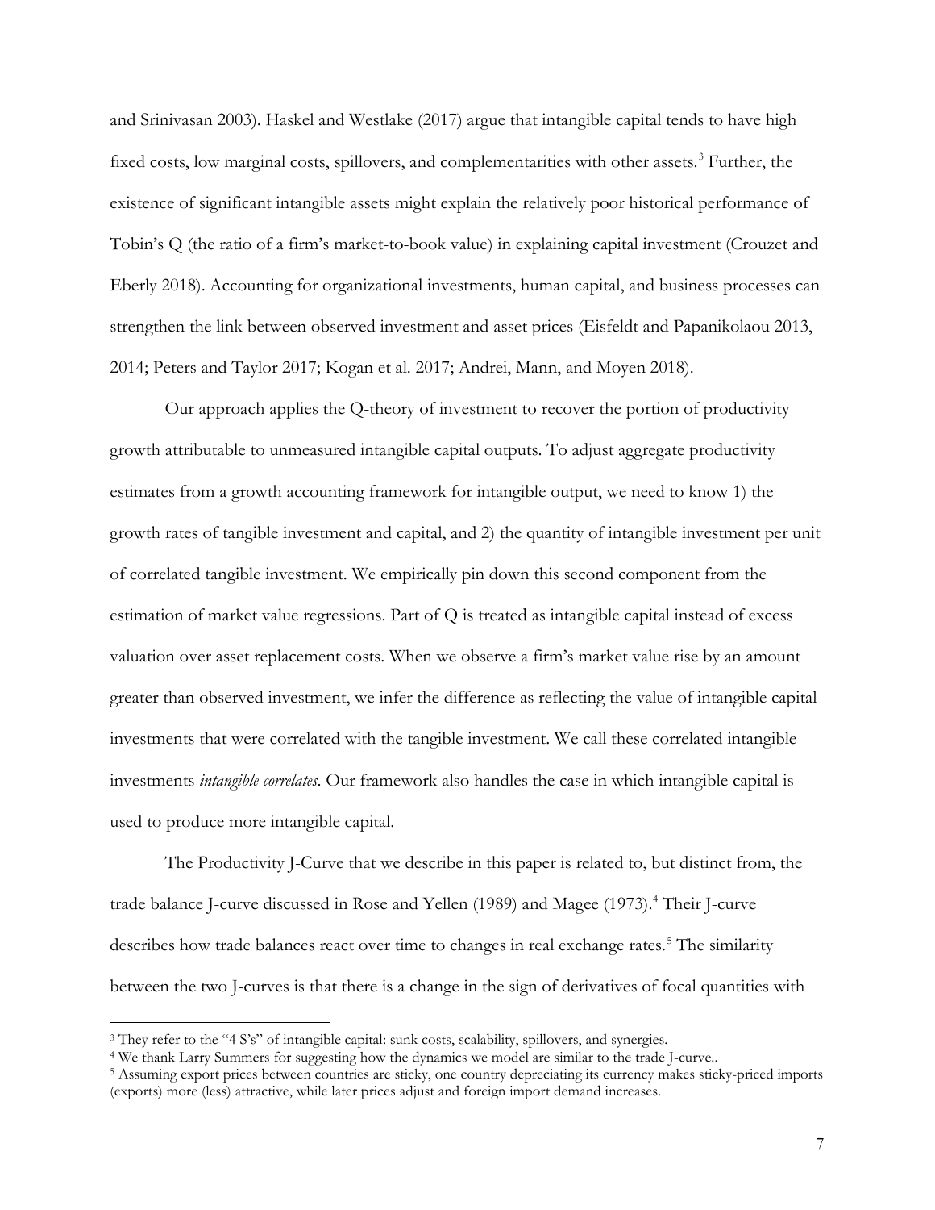and Srinivasan 2003). Haskel and Westlake (2017) argue that intangible capital tends to have high fixed costs, low marginal costs, spillovers, and complementarities with other assets.[3] Further, the existence of significant intangible assets might explain the relatively poor historical performance of Tobin's Q (the ratio of a firm's market-to-book value) in explaining capital investment (Crouzet and Eberly 2018). Accounting for organizational investments, human capital, and business processes can strengthen the link between observed investment and asset prices (Eisfeldt and Papanikolaou 2013, 2014; Peters and Taylor 2017; Kogan et al. 2017; Andrei, Mann, and Moyen 2018).

Our approach applies the Q-theory of investment to recover the portion of productivity growth attributable to unmeasured intangible capital outputs. To adjust aggregate productivity estimates from a growth accounting framework for intangible output, we need to know 1) the growth rates of tangible investment and capital, and 2) the quantity of intangible investment per unit of correlated tangible investment. We empirically pin down this second component from the estimation of market value regressions. Part of Q is treated as intangible capital instead of excess valuation over asset replacement costs. When we observe a firm's market value rise by an amount greater than observed investment, we infer the difference as reflecting the value of intangible capital investments that were correlated with the tangible investment. We call these correlated intangible investments *intangible correlates*. Our framework also handles the case in which intangible capital is used to produce more intangible capital.

The Productivity J-Curve that we describe in this paper is related to, but distinct from, the trade balance J-curve discussed in Rose and Yellen (1989) and Magee (1973).[4] Their J-curve describes how trade balances react over time to changes in real exchange rates.[5] The similarity between the two J-curves is that there is a change in the sign of derivatives of focal quantities with

---

[3] They refer to the "4 S's" of intangible capital: sunk costs, scalability, spillovers, and synergies.

[4] We thank Larry Summers for suggesting how the dynamics we model are similar to the trade J-curve..

[5] Assuming export prices between countries are sticky, one country depreciating its currency makes sticky-priced imports (exports) more (less) attractive, while later prices adjust and foreign import demand increases.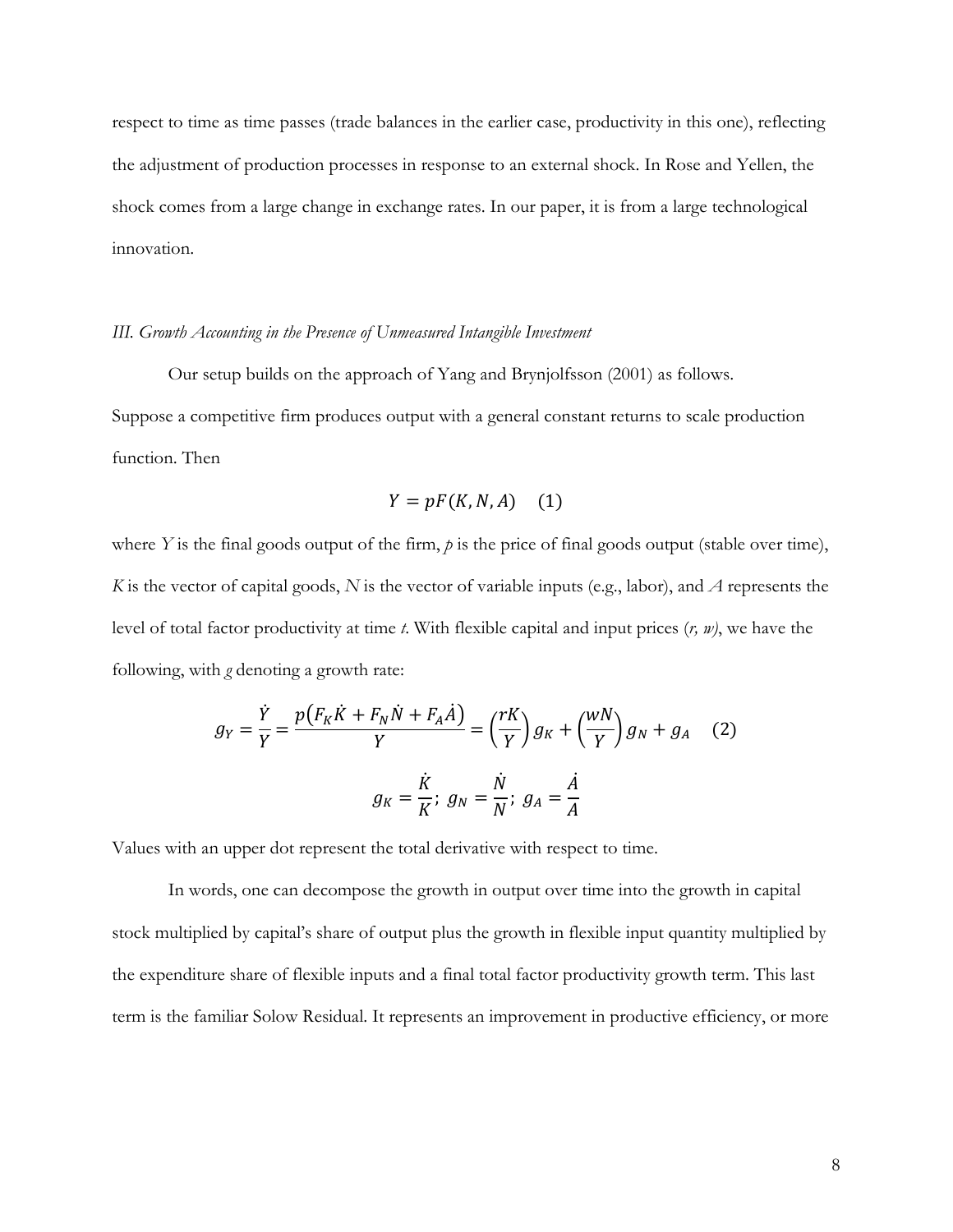respect to time as time passes (trade balances in the earlier case, productivity in this one), reflecting the adjustment of production processes in response to an external shock. In Rose and Yellen, the shock comes from a large change in exchange rates. In our paper, it is from a large technological innovation.

### *III. Growth Accounting in the Presence of Unmeasured Intangible Investment*

Our setup builds on the approach of Yang and Brynjolfsson (2001) as follows. Suppose a competitive firm produces output with a general constant returns to scale production function. Then

$$Y = pF(K, N, A) \quad (1)$$

where $Y$ is the final goods output of the firm, $p$ is the price of final goods output (stable over time), $K$ is the vector of capital goods, $N$ is the vector of variable inputs (e.g., labor), and $A$ represents the level of total factor productivity at time $t$. With flexible capital and input prices ($r$, $w$), we have the following, with $g$ denoting a growth rate:

$$g_Y = \frac{\dot{Y}}{Y} = \frac{p\left(F_K\dot{K} + F_N\dot{N} + F_A\dot{A}\right)}{Y} = \left(\frac{rK}{Y}\right)g_K + \left(\frac{wN}{Y}\right)g_N + g_A \quad (2)$$

$$g_K = \frac{\dot{K}}{K};\ g_N = \frac{\dot{N}}{N};\ g_A = \frac{\dot{A}}{A}$$

Values with an upper dot represent the total derivative with respect to time.

In words, one can decompose the growth in output over time into the growth in capital stock multiplied by capital's share of output plus the growth in flexible input quantity multiplied by the expenditure share of flexible inputs and a final total factor productivity growth term. This last term is the familiar Solow Residual. It represents an improvement in productive efficiency, or more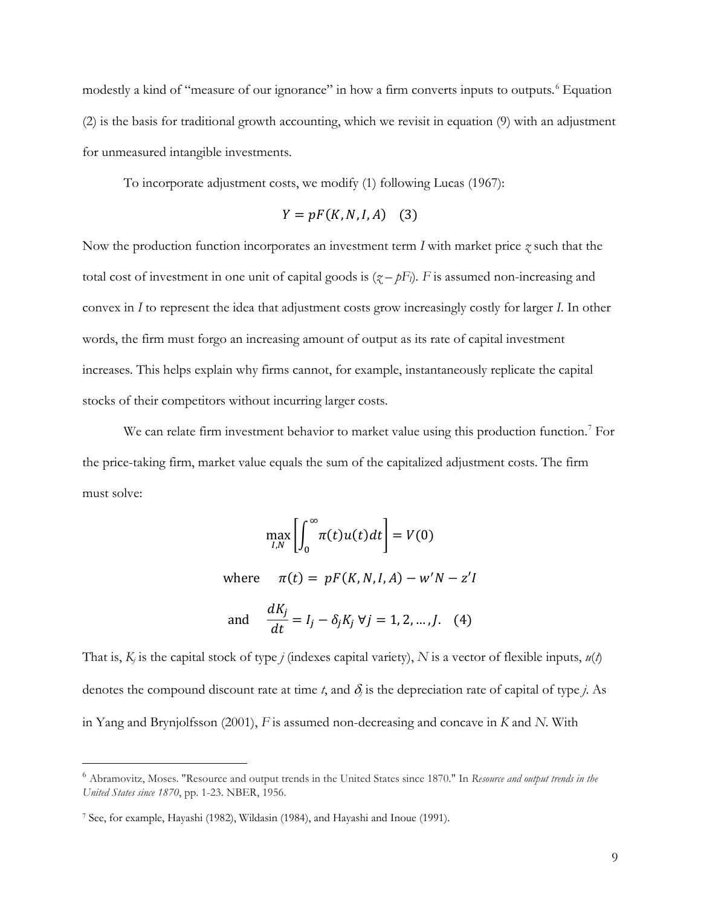modestly a kind of "measure of our ignorance" in how a firm converts inputs to outputs.[6] Equation (2) is the basis for traditional growth accounting, which we revisit in equation (9) with an adjustment for unmeasured intangible investments.

To incorporate adjustment costs, we modify (1) following Lucas (1967):

$$Y = pF(K, N, I, A) \quad (3)$$

Now the production function incorporates an investment term $I$ with market price $z$ such that the total cost of investment in one unit of capital goods is $(z - pF_I)$. $F$ is assumed non-increasing and convex in $I$ to represent the idea that adjustment costs grow increasingly costly for larger $I$. In other words, the firm must forgo an increasing amount of output as its rate of capital investment increases. This helps explain why firms cannot, for example, instantaneously replicate the capital stocks of their competitors without incurring larger costs.

We can relate firm investment behavior to market value using this production function.[7] For the price-taking firm, market value equals the sum of the capitalized adjustment costs. The firm must solve:

$$\max_{I,N} \left[ \int_0^\infty \pi(t) u(t) dt \right] = V(0)$$

$$\text{where} \quad \pi(t) = pF(K, N, I, A) - w'N - z'I$$

$$\text{and} \quad \frac{dK_j}{dt} = I_j - \delta_j K_j \; \forall j = 1, 2, \ldots, J. \quad (4)$$

That is, $K_j$ is the capital stock of type $j$ (indexes capital variety), $N$ is a vector of flexible inputs, $u(t)$ denotes the compound discount rate at time $t$, and $\delta_j$ is the depreciation rate of capital of type $j$. As in Yang and Brynjolfsson (2001), $F$ is assumed non-decreasing and concave in $K$ and $N$. With

---

[6] Abramovitz, Moses. "Resource and output trends in the United States since 1870." In *Resource and output trends in the United States since 1870*, pp. 1-23. NBER, 1956.

[7] See, for example, Hayashi (1982), Wildasin (1984), and Hayashi and Inoue (1991).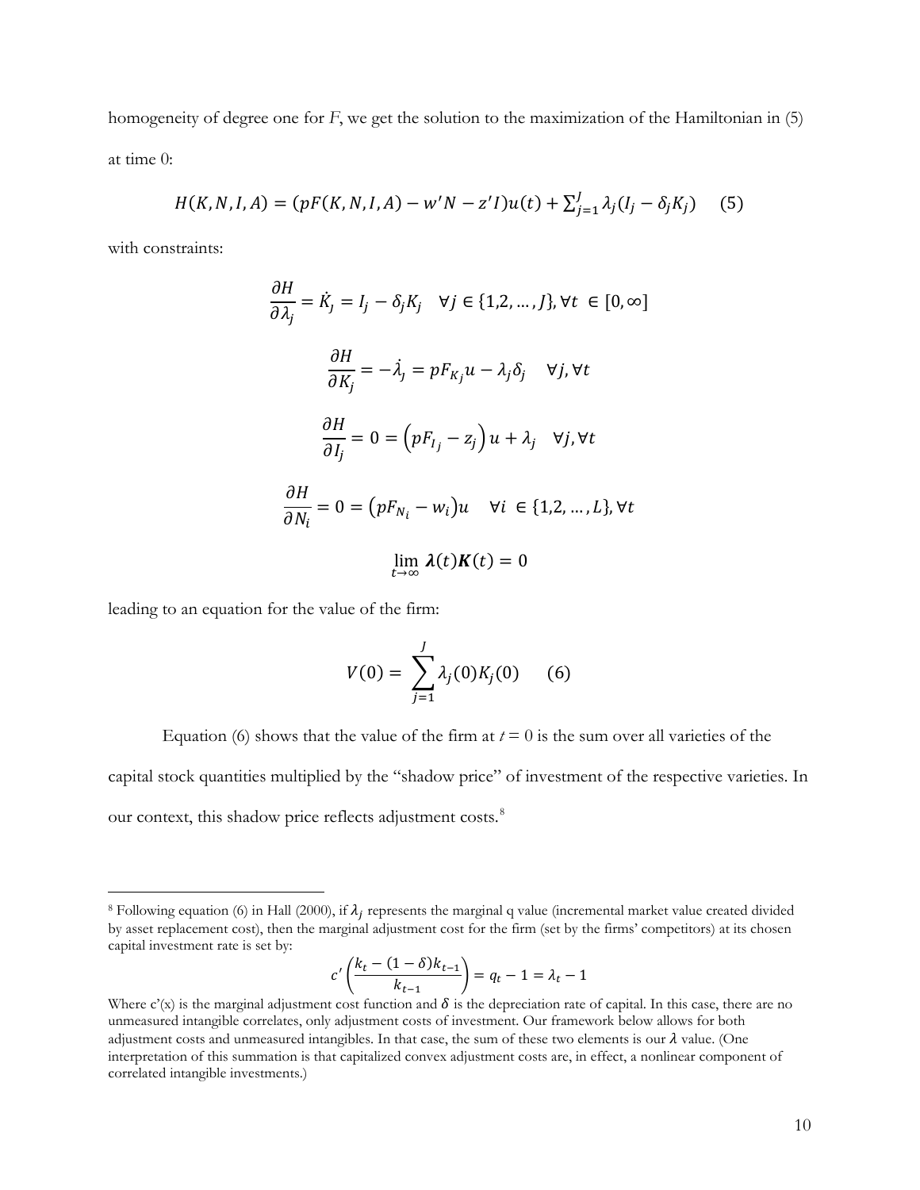homogeneity of degree one for *F*, we get the solution to the maximization of the Hamiltonian in (5) at time 0:

$$H(K,N,I,A) = (pF(K,N,I,A) - w'N - z'I)u(t) + \sum_{j=1}^{J} \lambda_j (I_j - \delta_j K_j) \quad (5)$$

with constraints:

$$\frac{\partial H}{\partial \lambda_j} = \dot{K_j} = I_j - \delta_j K_j \quad \forall j \in \{1,2,\ldots,J\}, \forall t \in [0,\infty]$$

$$\frac{\partial H}{\partial K_j} = -\dot{\lambda_j} = pF_{K_j}u - \lambda_j \delta_j \quad \forall j, \forall t$$

$$\frac{\partial H}{\partial I_j} = 0 = \left(pF_{I_j} - z_j\right)u + \lambda_j \quad \forall j, \forall t$$

$$\frac{\partial H}{\partial N_i} = 0 = \left(pF_{N_i} - w_i\right)u \quad \forall i \in \{1,2,\ldots,L\}, \forall t$$

$$\lim_{t \to \infty} \boldsymbol{\lambda}(t)\boldsymbol{K}(t) = 0$$

leading to an equation for the value of the firm:

$$V(0) = \sum_{j=1}^{J} \lambda_j(0) K_j(0) \quad (6)$$

Equation (6) shows that the value of the firm at $t = 0$ is the sum over all varieties of the capital stock quantities multiplied by the "shadow price" of investment of the respective varieties. In our context, this shadow price reflects adjustment costs.[8]

---

[8] Following equation (6) in Hall (2000), if $\lambda_j$ represents the marginal q value (incremental market value created divided by asset replacement cost), then the marginal adjustment cost for the firm (set by the firms' competitors) at its chosen capital investment rate is set by:

$$c'\left(\frac{k_t - (1-\delta)k_{t-1}}{k_{t-1}}\right) = q_t - 1 = \lambda_t - 1$$

Where c'(x) is the marginal adjustment cost function and $\delta$ is the depreciation rate of capital. In this case, there are no unmeasured intangible correlates, only adjustment costs of investment. Our framework below allows for both adjustment costs and unmeasured intangibles. In that case, the sum of these two elements is our $\lambda$ value. (One interpretation of this summation is that capitalized convex adjustment costs are, in effect, a nonlinear component of correlated intangible investments.)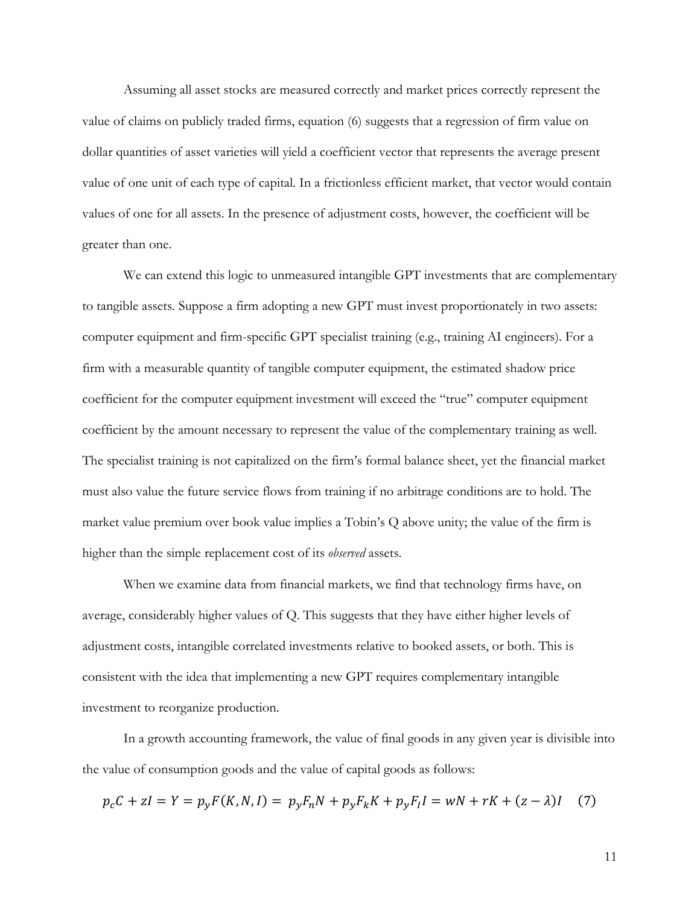Assuming all asset stocks are measured correctly and market prices correctly represent the value of claims on publicly traded firms, equation (6) suggests that a regression of firm value on dollar quantities of asset varieties will yield a coefficient vector that represents the average present value of one unit of each type of capital. In a frictionless efficient market, that vector would contain values of one for all assets. In the presence of adjustment costs, however, the coefficient will be greater than one.

We can extend this logic to unmeasured intangible GPT investments that are complementary to tangible assets. Suppose a firm adopting a new GPT must invest proportionately in two assets: computer equipment and firm-specific GPT specialist training (e.g., training AI engineers). For a firm with a measurable quantity of tangible computer equipment, the estimated shadow price coefficient for the computer equipment investment will exceed the "true" computer equipment coefficient by the amount necessary to represent the value of the complementary training as well. The specialist training is not capitalized on the firm's formal balance sheet, yet the financial market must also value the future service flows from training if no arbitrage conditions are to hold. The market value premium over book value implies a Tobin's Q above unity; the value of the firm is higher than the simple replacement cost of its *observed* assets.

When we examine data from financial markets, we find that technology firms have, on average, considerably higher values of Q. This suggests that they have either higher levels of adjustment costs, intangible correlated investments relative to booked assets, or both. This is consistent with the idea that implementing a new GPT requires complementary intangible investment to reorganize production.

In a growth accounting framework, the value of final goods in any given year is divisible into the value of consumption goods and the value of capital goods as follows:

$$p_c C + zI = Y = p_y F(K, N, I) = p_y F_n N + p_y F_k K + p_y F_I I = wN + rK + (z - \lambda)I \quad (7)$$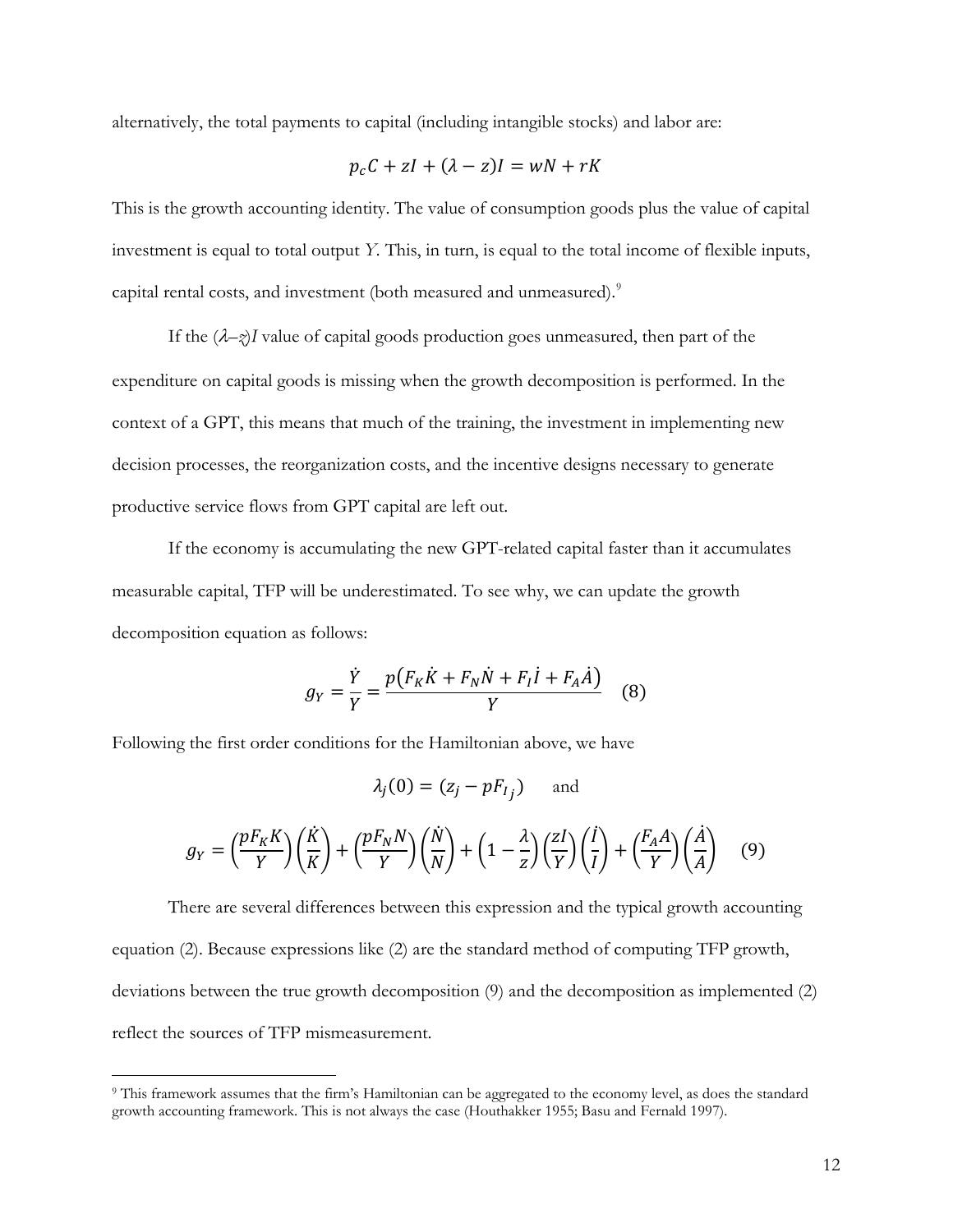alternatively, the total payments to capital (including intangible stocks) and labor are:

$$p_c C + zI + (\lambda - z)I = wN + rK$$

This is the growth accounting identity. The value of consumption goods plus the value of capital investment is equal to total output $Y$. This, in turn, is equal to the total income of flexible inputs, capital rental costs, and investment (both measured and unmeasured).[9]

If the $(\lambda - z)I$ value of capital goods production goes unmeasured, then part of the expenditure on capital goods is missing when the growth decomposition is performed. In the context of a GPT, this means that much of the training, the investment in implementing new decision processes, the reorganization costs, and the incentive designs necessary to generate productive service flows from GPT capital are left out.

If the economy is accumulating the new GPT-related capital faster than it accumulates measurable capital, TFP will be underestimated. To see why, we can update the growth decomposition equation as follows:

$$g_Y = \frac{\dot{Y}}{Y} = \frac{p\left(F_K \dot{K} + F_N \dot{N} + F_I \dot{I} + F_A \dot{A}\right)}{Y} \quad (8)$$

Following the first order conditions for the Hamiltonian above, we have

$$\lambda_j(0) = (z_j - pF_{I_j}) \qquad \text{and}$$

$$g_Y = \left(\frac{pF_K K}{Y}\right)\left(\frac{\dot{K}}{K}\right) + \left(\frac{pF_N N}{Y}\right)\left(\frac{\dot{N}}{N}\right) + \left(1 - \frac{\lambda}{z}\right)\left(\frac{zI}{Y}\right)\left(\frac{\dot{I}}{I}\right) + \left(\frac{F_A A}{Y}\right)\left(\frac{\dot{A}}{A}\right) \quad (9)$$

There are several differences between this expression and the typical growth accounting equation (2). Because expressions like (2) are the standard method of computing TFP growth, deviations between the true growth decomposition (9) and the decomposition as implemented (2) reflect the sources of TFP mismeasurement.

[9] This framework assumes that the firm's Hamiltonian can be aggregated to the economy level, as does the standard growth accounting framework. This is not always the case (Houthakker 1955; Basu and Fernald 1997).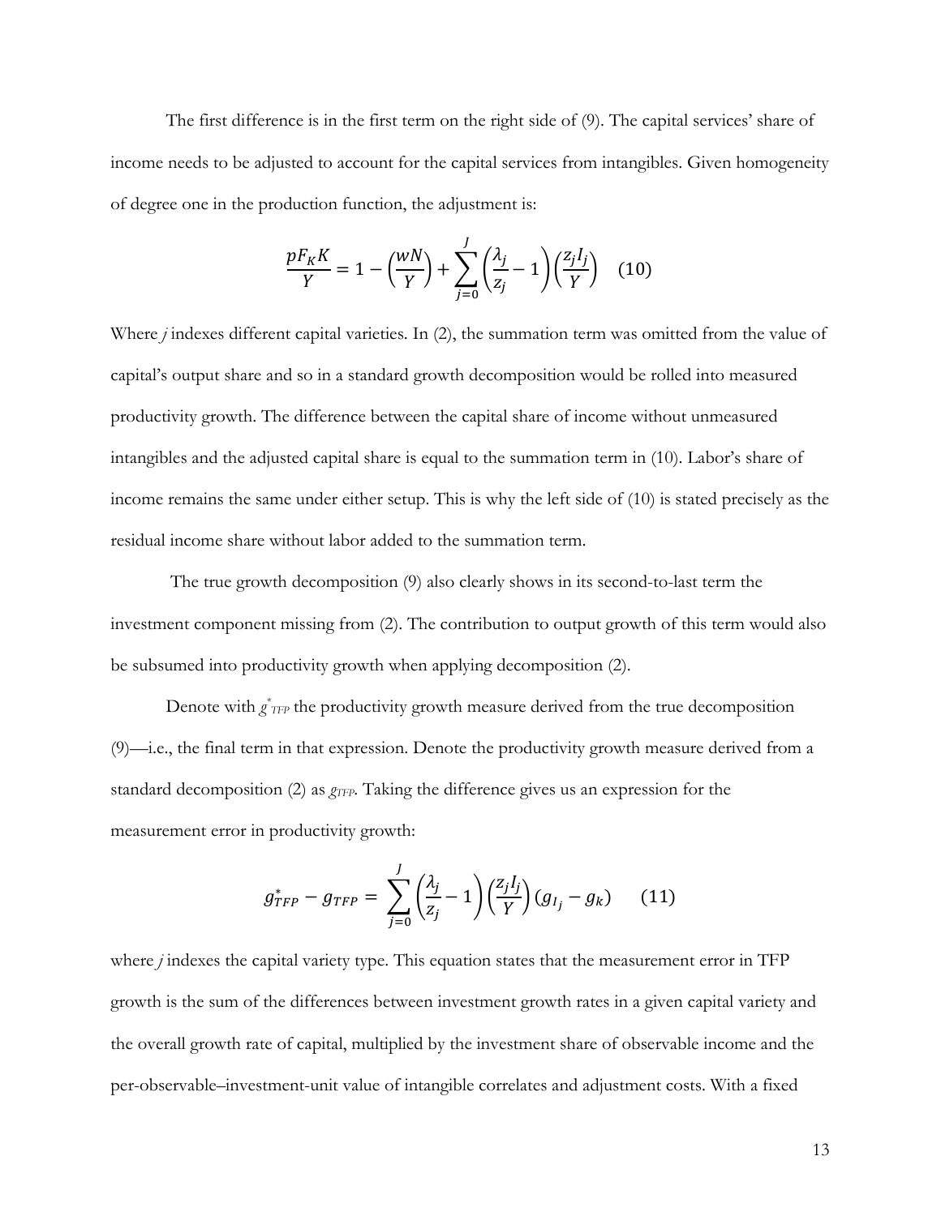The first difference is in the first term on the right side of (9). The capital services' share of income needs to be adjusted to account for the capital services from intangibles. Given homogeneity of degree one in the production function, the adjustment is:

$$\frac{pF_K K}{Y} = 1 - \left(\frac{wN}{Y}\right) + \sum_{j=0}^{J} \left(\frac{\lambda_j}{z_j} - 1\right)\left(\frac{z_j I_j}{Y}\right) \quad (10)$$

Where *j* indexes different capital varieties. In (2), the summation term was omitted from the value of capital's output share and so in a standard growth decomposition would be rolled into measured productivity growth. The difference between the capital share of income without unmeasured intangibles and the adjusted capital share is equal to the summation term in (10). Labor's share of income remains the same under either setup. This is why the left side of (10) is stated precisely as the residual income share without labor added to the summation term.

The true growth decomposition (9) also clearly shows in its second-to-last term the investment component missing from (2). The contribution to output growth of this term would also be subsumed into productivity growth when applying decomposition (2).

Denote with $g^*_{TFP}$ the productivity growth measure derived from the true decomposition (9)—i.e., the final term in that expression. Denote the productivity growth measure derived from a standard decomposition (2) as $g_{TFP}$. Taking the difference gives us an expression for the measurement error in productivity growth:

$$g^*_{TFP} - g_{TFP} = \sum_{j=0}^{J} \left(\frac{\lambda_j}{z_j} - 1\right)\left(\frac{z_j I_j}{Y}\right)(g_{I_j} - g_k) \quad (11)$$

where *j* indexes the capital variety type. This equation states that the measurement error in TFP growth is the sum of the differences between investment growth rates in a given capital variety and the overall growth rate of capital, multiplied by the investment share of observable income and the per-observable–investment-unit value of intangible correlates and adjustment costs. With a fixed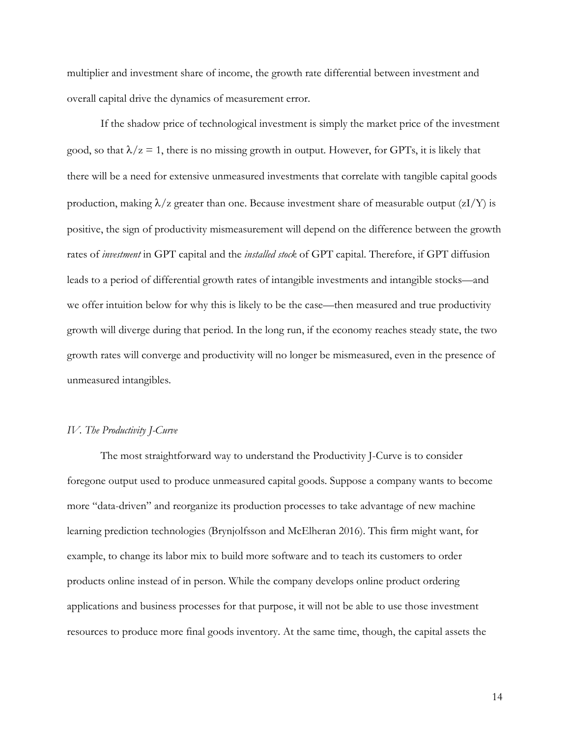multiplier and investment share of income, the growth rate differential between investment and overall capital drive the dynamics of measurement error.

If the shadow price of technological investment is simply the market price of the investment good, so that $\lambda/z = 1$, there is no missing growth in output. However, for GPTs, it is likely that there will be a need for extensive unmeasured investments that correlate with tangible capital goods production, making $\lambda/z$ greater than one. Because investment share of measurable output ($zI/Y$) is positive, the sign of productivity mismeasurement will depend on the difference between the growth rates of *investment* in GPT capital and the *installed stock* of GPT capital. Therefore, if GPT diffusion leads to a period of differential growth rates of intangible investments and intangible stocks—and we offer intuition below for why this is likely to be the case—then measured and true productivity growth will diverge during that period. In the long run, if the economy reaches steady state, the two growth rates will converge and productivity will no longer be mismeasured, even in the presence of unmeasured intangibles.

### *IV. The Productivity J-Curve*

The most straightforward way to understand the Productivity J-Curve is to consider foregone output used to produce unmeasured capital goods. Suppose a company wants to become more "data-driven" and reorganize its production processes to take advantage of new machine learning prediction technologies (Brynjolfsson and McElheran 2016). This firm might want, for example, to change its labor mix to build more software and to teach its customers to order products online instead of in person. While the company develops online product ordering applications and business processes for that purpose, it will not be able to use those investment resources to produce more final goods inventory. At the same time, though, the capital assets the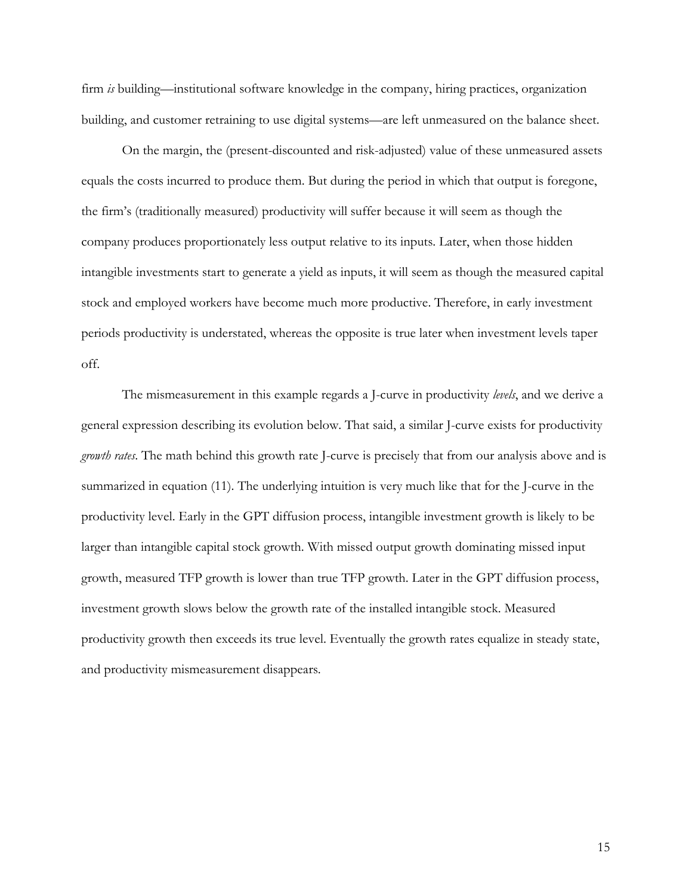firm *is* building—institutional software knowledge in the company, hiring practices, organization building, and customer retraining to use digital systems—are left unmeasured on the balance sheet.

On the margin, the (present-discounted and risk-adjusted) value of these unmeasured assets equals the costs incurred to produce them. But during the period in which that output is foregone, the firm's (traditionally measured) productivity will suffer because it will seem as though the company produces proportionately less output relative to its inputs. Later, when those hidden intangible investments start to generate a yield as inputs, it will seem as though the measured capital stock and employed workers have become much more productive. Therefore, in early investment periods productivity is understated, whereas the opposite is true later when investment levels taper off.

The mismeasurement in this example regards a J-curve in productivity *levels*, and we derive a general expression describing its evolution below. That said, a similar J-curve exists for productivity *growth rates*. The math behind this growth rate J-curve is precisely that from our analysis above and is summarized in equation (11). The underlying intuition is very much like that for the J-curve in the productivity level. Early in the GPT diffusion process, intangible investment growth is likely to be larger than intangible capital stock growth. With missed output growth dominating missed input growth, measured TFP growth is lower than true TFP growth. Later in the GPT diffusion process, investment growth slows below the growth rate of the installed intangible stock. Measured productivity growth then exceeds its true level. Eventually the growth rates equalize in steady state, and productivity mismeasurement disappears.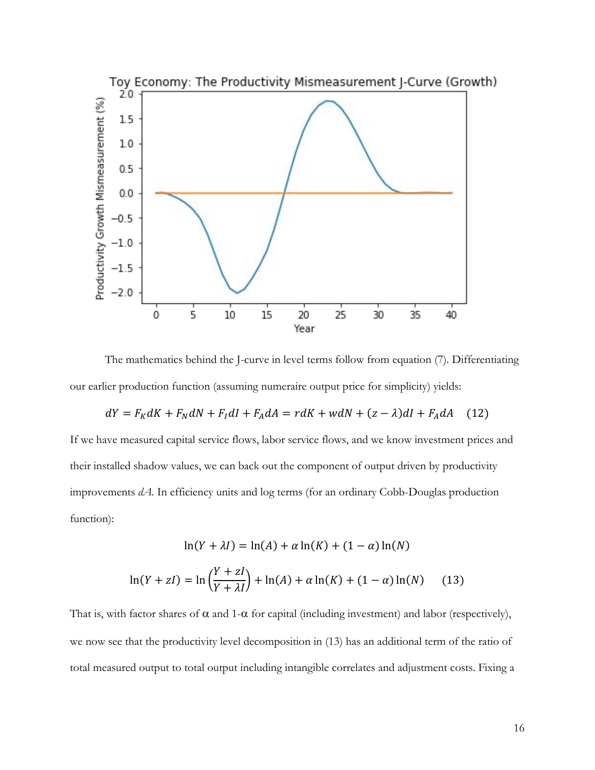The mathematics behind the J-curve in level terms follow from equation (7). Differentiating our earlier production function (assuming numeraire output price for simplicity) yields:

$$dY = F_K dK + F_N dN + F_I dI + F_A dA = rdK + wdN + (z - \lambda)dI + F_A dA \quad (12)$$

If we have measured capital service flows, labor service flows, and we know investment prices and their installed shadow values, we can back out the component of output driven by productivity improvements $dA$. In efficiency units and log terms (for an ordinary Cobb-Douglas production function):

$$\ln(Y + \lambda I) = \ln(A) + \alpha \ln(K) + (1 - \alpha)\ln(N)$$

$$\ln(Y + zI) = \ln\left(\frac{Y + zI}{Y + \lambda I}\right) + \ln(A) + \alpha \ln(K) + (1 - \alpha)\ln(N) \quad (13)$$

That is, with factor shares of $\alpha$ and 1-$\alpha$ for capital (including investment) and labor (respectively), we now see that the productivity level decomposition in (13) has an additional term of the ratio of total measured output to total output including intangible correlates and adjustment costs. Fixing a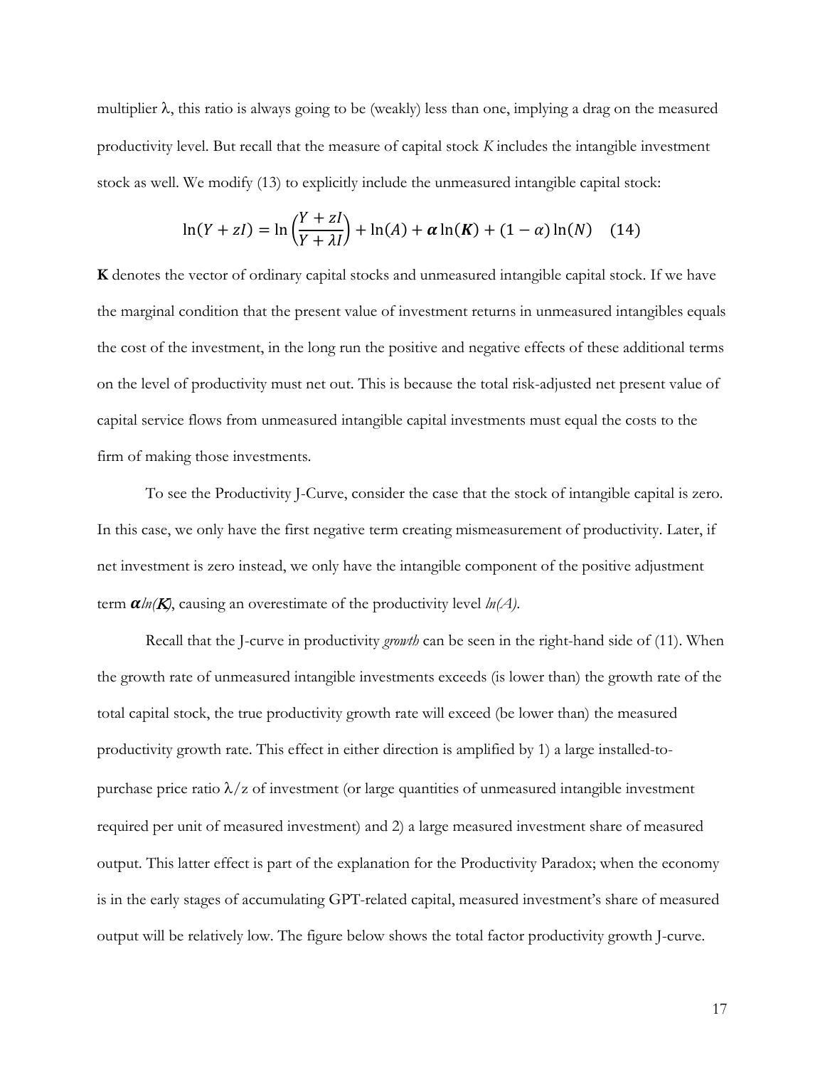multiplier $\lambda$, this ratio is always going to be (weakly) less than one, implying a drag on the measured productivity level. But recall that the measure of capital stock *K* includes the intangible investment stock as well. We modify (13) to explicitly include the unmeasured intangible capital stock:

$$\ln(Y + zI) = \ln\left(\frac{Y + zI}{Y + \lambda I}\right) + \ln(A) + \boldsymbol{\alpha}\ln(\boldsymbol{K}) + (1 - \alpha)\ln(N) \quad (14)$$

**K** denotes the vector of ordinary capital stocks and unmeasured intangible capital stock. If we have the marginal condition that the present value of investment returns in unmeasured intangibles equals the cost of the investment, in the long run the positive and negative effects of these additional terms on the level of productivity must net out. This is because the total risk-adjusted net present value of capital service flows from unmeasured intangible capital investments must equal the costs to the firm of making those investments.

To see the Productivity J-Curve, consider the case that the stock of intangible capital is zero. In this case, we only have the first negative term creating mismeasurement of productivity. Later, if net investment is zero instead, we only have the intangible component of the positive adjustment term $\boldsymbol{\alpha}\ln(\boldsymbol{K})$, causing an overestimate of the productivity level $\ln(A)$.

Recall that the J-curve in productivity *growth* can be seen in the right-hand side of (11). When the growth rate of unmeasured intangible investments exceeds (is lower than) the growth rate of the total capital stock, the true productivity growth rate will exceed (be lower than) the measured productivity growth rate. This effect in either direction is amplified by 1) a large installed-to-purchase price ratio $\lambda/z$ of investment (or large quantities of unmeasured intangible investment required per unit of measured investment) and 2) a large measured investment share of measured output. This latter effect is part of the explanation for the Productivity Paradox; when the economy is in the early stages of accumulating GPT-related capital, measured investment's share of measured output will be relatively low. The figure below shows the total factor productivity growth J-curve.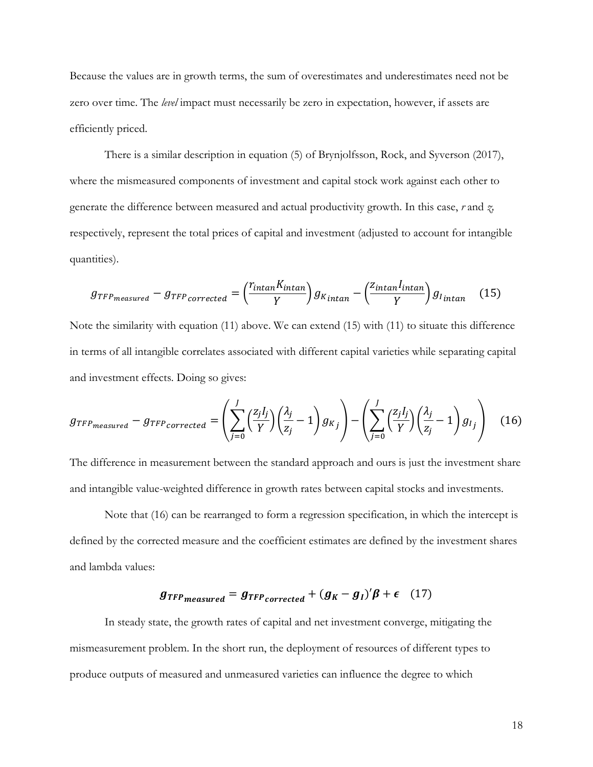Because the values are in growth terms, the sum of overestimates and underestimates need not be zero over time. The *level* impact must necessarily be zero in expectation, however, if assets are efficiently priced.

There is a similar description in equation (5) of Brynjolfsson, Rock, and Syverson (2017), where the mismeasured components of investment and capital stock work against each other to generate the difference between measured and actual productivity growth. In this case, $r$ and $z$, respectively, represent the total prices of capital and investment (adjusted to account for intangible quantities).

$$g_{TFP_{measured}} - g_{TFP_{corrected}} = \left(\frac{r_{intan}K_{intan}}{Y}\right)g_{K_{intan}} - \left(\frac{z_{intan}I_{intan}}{Y}\right)g_{I_{intan}} \quad (15)$$

Note the similarity with equation (11) above. We can extend (15) with (11) to situate this difference in terms of all intangible correlates associated with different capital varieties while separating capital and investment effects. Doing so gives:

$$g_{TFP_{measured}} - g_{TFP_{corrected}} = \left(\sum_{j=0}^{J}\left(\frac{z_j I_j}{Y}\right)\left(\frac{\lambda_j}{z_j} - 1\right)g_{K_j}\right) - \left(\sum_{j=0}^{J}\left(\frac{z_j I_j}{Y}\right)\left(\frac{\lambda_j}{z_j} - 1\right)g_{I_j}\right) \quad (16)$$

The difference in measurement between the standard approach and ours is just the investment share and intangible value-weighted difference in growth rates between capital stocks and investments.

Note that (16) can be rearranged to form a regression specification, in which the intercept is defined by the corrected measure and the coefficient estimates are defined by the investment shares and lambda values:

$$\boldsymbol{g_{TFP_{measured}} = g_{TFP_{corrected}} + (g_K - g_I)'\beta + \epsilon} \quad (17)$$

In steady state, the growth rates of capital and net investment converge, mitigating the mismeasurement problem. In the short run, the deployment of resources of different types to produce outputs of measured and unmeasured varieties can influence the degree to which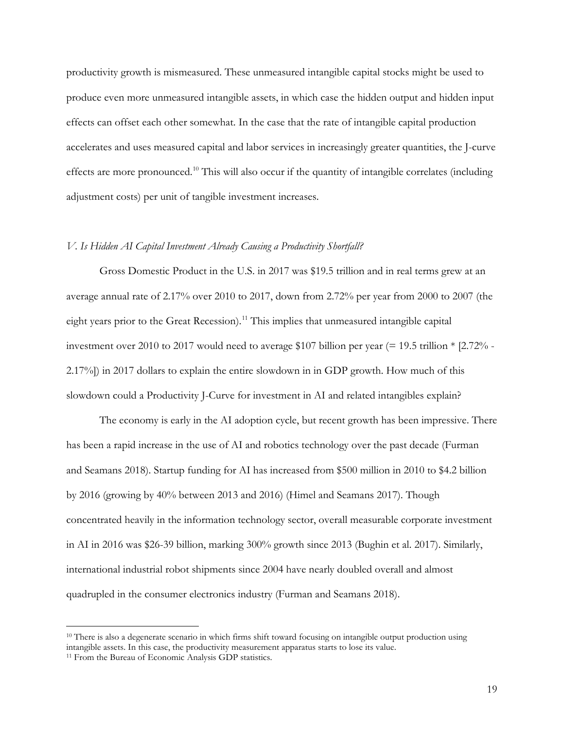productivity growth is mismeasured. These unmeasured intangible capital stocks might be used to produce even more unmeasured intangible assets, in which case the hidden output and hidden input effects can offset each other somewhat. In the case that the rate of intangible capital production accelerates and uses measured capital and labor services in increasingly greater quantities, the J-curve effects are more pronounced.[10] This will also occur if the quantity of intangible correlates (including adjustment costs) per unit of tangible investment increases.

### *V. Is Hidden AI Capital Investment Already Causing a Productivity Shortfall?*

Gross Domestic Product in the U.S. in 2017 was $19.5 trillion and in real terms grew at an average annual rate of 2.17% over 2010 to 2017, down from 2.72% per year from 2000 to 2007 (the eight years prior to the Great Recession).[11] This implies that unmeasured intangible capital investment over 2010 to 2017 would need to average $107 billion per year (= 19.5 trillion * [2.72% - 2.17%]) in 2017 dollars to explain the entire slowdown in in GDP growth. How much of this slowdown could a Productivity J-Curve for investment in AI and related intangibles explain?

The economy is early in the AI adoption cycle, but recent growth has been impressive. There has been a rapid increase in the use of AI and robotics technology over the past decade (Furman and Seamans 2018). Startup funding for AI has increased from $500 million in 2010 to $4.2 billion by 2016 (growing by 40% between 2013 and 2016) (Himel and Seamans 2017). Though concentrated heavily in the information technology sector, overall measurable corporate investment in AI in 2016 was $26-39 billion, marking 300% growth since 2013 (Bughin et al. 2017). Similarly, international industrial robot shipments since 2004 have nearly doubled overall and almost quadrupled in the consumer electronics industry (Furman and Seamans 2018).

---

[10] There is also a degenerate scenario in which firms shift toward focusing on intangible output production using intangible assets. In this case, the productivity measurement apparatus starts to lose its value.

[11] From the Bureau of Economic Analysis GDP statistics.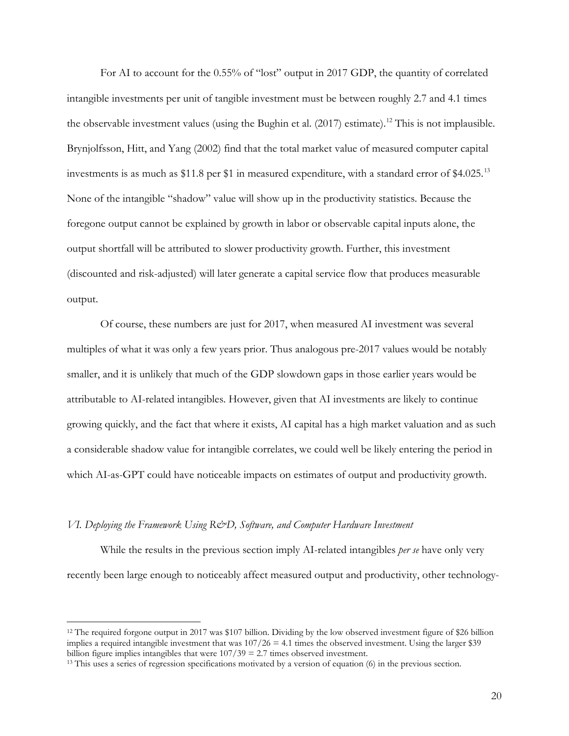For AI to account for the 0.55% of "lost" output in 2017 GDP, the quantity of correlated intangible investments per unit of tangible investment must be between roughly 2.7 and 4.1 times the observable investment values (using the Bughin et al. (2017) estimate).[12] This is not implausible. Brynjolfsson, Hitt, and Yang (2002) find that the total market value of measured computer capital investments is as much as \$11.8 per \$1 in measured expenditure, with a standard error of \$4.025.[13] None of the intangible "shadow" value will show up in the productivity statistics. Because the foregone output cannot be explained by growth in labor or observable capital inputs alone, the output shortfall will be attributed to slower productivity growth. Further, this investment (discounted and risk-adjusted) will later generate a capital service flow that produces measurable output.

Of course, these numbers are just for 2017, when measured AI investment was several multiples of what it was only a few years prior. Thus analogous pre-2017 values would be notably smaller, and it is unlikely that much of the GDP slowdown gaps in those earlier years would be attributable to AI-related intangibles. However, given that AI investments are likely to continue growing quickly, and the fact that where it exists, AI capital has a high market valuation and as such a considerable shadow value for intangible correlates, we could well be likely entering the period in which AI-as-GPT could have noticeable impacts on estimates of output and productivity growth.

### *VI. Deploying the Framework: Using R&D, Software, and Computer Hardware Investment*

While the results in the previous section imply AI-related intangibles *per se* have only very recently been large enough to noticeably affect measured output and productivity, other technology-

---

[12] The required forgone output in 2017 was \$107 billion. Dividing by the low observed investment figure of \$26 billion implies a required intangible investment that was 107/26 = 4.1 times the observed investment. Using the larger \$39 billion figure implies intangibles that were 107/39 = 2.7 times observed investment.

[13] This uses a series of regression specifications motivated by a version of equation (6) in the previous section.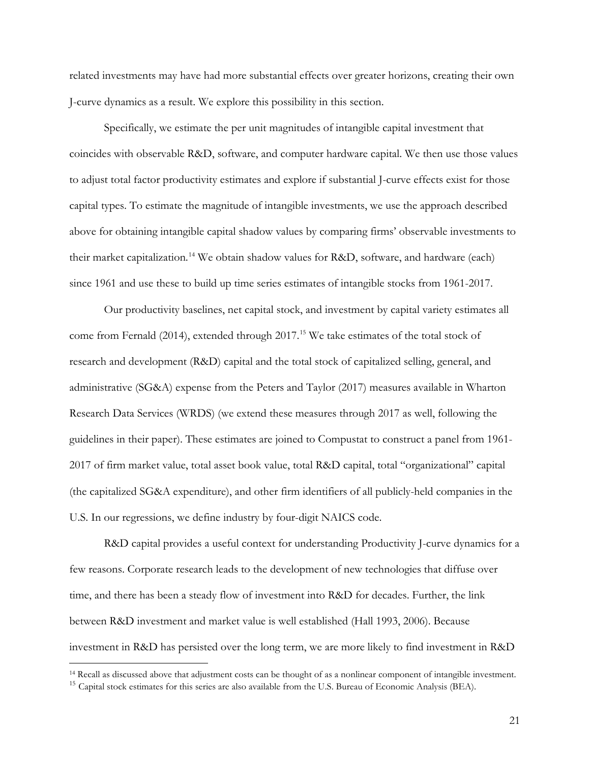related investments may have had more substantial effects over greater horizons, creating their own J-curve dynamics as a result. We explore this possibility in this section.

Specifically, we estimate the per unit magnitudes of intangible capital investment that coincides with observable R&D, software, and computer hardware capital. We then use those values to adjust total factor productivity estimates and explore if substantial J-curve effects exist for those capital types. To estimate the magnitude of intangible investments, we use the approach described above for obtaining intangible capital shadow values by comparing firms' observable investments to their market capitalization.[14] We obtain shadow values for R&D, software, and hardware (each) since 1961 and use these to build up time series estimates of intangible stocks from 1961-2017.

Our productivity baselines, net capital stock, and investment by capital variety estimates all come from Fernald (2014), extended through 2017.[15] We take estimates of the total stock of research and development (R&D) capital and the total stock of capitalized selling, general, and administrative (SG&A) expense from the Peters and Taylor (2017) measures available in Wharton Research Data Services (WRDS) (we extend these measures through 2017 as well, following the guidelines in their paper). These estimates are joined to Compustat to construct a panel from 1961-2017 of firm market value, total asset book value, total R&D capital, total "organizational" capital (the capitalized SG&A expenditure), and other firm identifiers of all publicly-held companies in the U.S. In our regressions, we define industry by four-digit NAICS code.

R&D capital provides a useful context for understanding Productivity J-curve dynamics for a few reasons. Corporate research leads to the development of new technologies that diffuse over time, and there has been a steady flow of investment into R&D for decades. Further, the link between R&D investment and market value is well established (Hall 1993, 2006). Because investment in R&D has persisted over the long term, we are more likely to find investment in R&D

[14] Recall as discussed above that adjustment costs can be thought of as a nonlinear component of intangible investment.

[15] Capital stock estimates for this series are also available from the U.S. Bureau of Economic Analysis (BEA).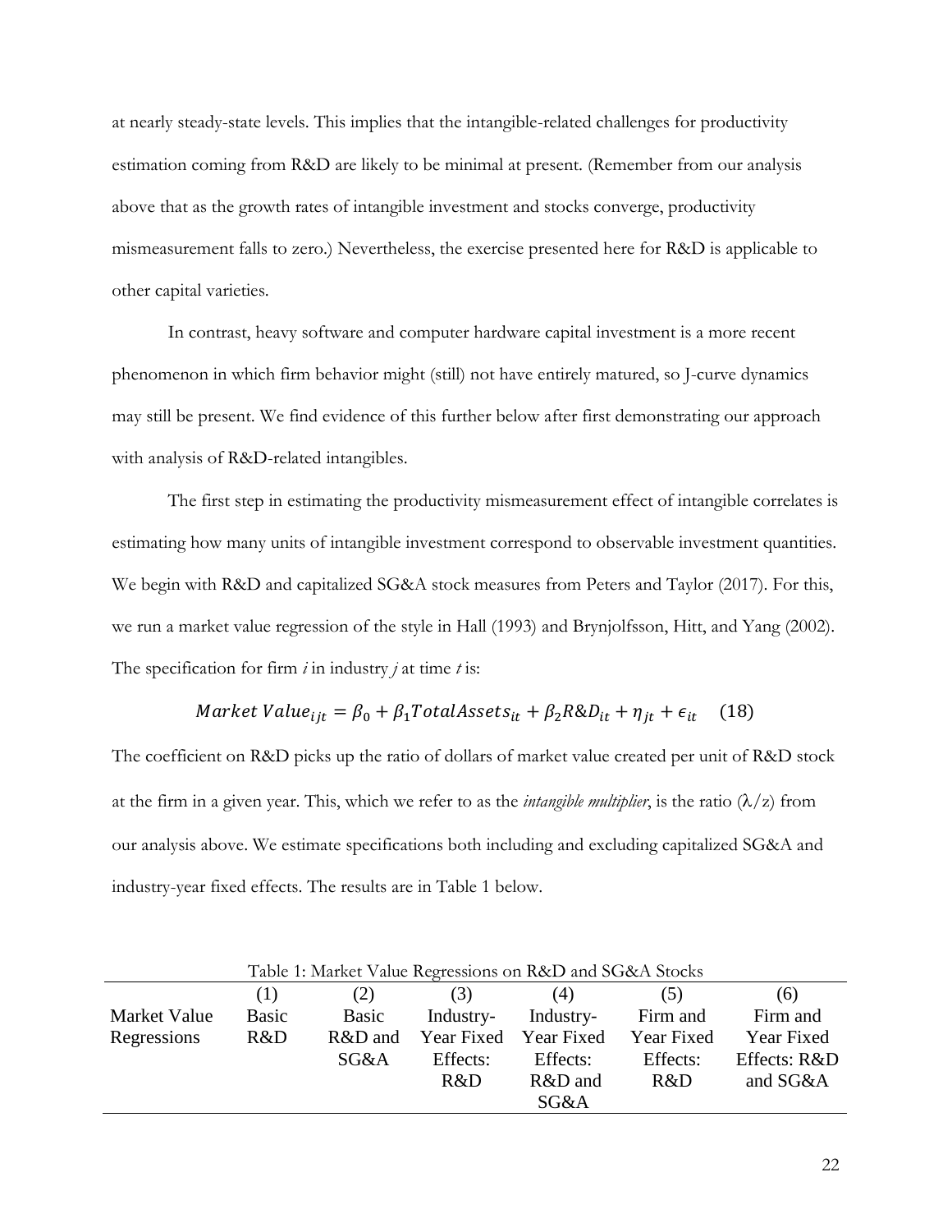at nearly steady-state levels. This implies that the intangible-related challenges for productivity estimation coming from R&D are likely to be minimal at present. (Remember from our analysis above that as the growth rates of intangible investment and stocks converge, productivity mismeasurement falls to zero.) Nevertheless, the exercise presented here for R&D is applicable to other capital varieties.

In contrast, heavy software and computer hardware capital investment is a more recent phenomenon in which firm behavior might (still) not have entirely matured, so J-curve dynamics may still be present. We find evidence of this further below after first demonstrating our approach with analysis of R&D-related intangibles.

The first step in estimating the productivity mismeasurement effect of intangible correlates is estimating how many units of intangible investment correspond to observable investment quantities. We begin with R&D and capitalized SG&A stock measures from Peters and Taylor (2017). For this, we run a market value regression of the style in Hall (1993) and Brynjolfsson, Hitt, and Yang (2002). The specification for firm *i* in industry *j* at time *t* is:

$$Market\ Value_{ijt} = \beta_0 + \beta_1 TotalAssets_{it} + \beta_2 R\&D_{it} + \eta_{jt} + \epsilon_{it} \quad (18)$$

The coefficient on R&D picks up the ratio of dollars of market value created per unit of R&D stock at the firm in a given year. This, which we refer to as the *intangible multiplier*, is the ratio ($\lambda/z$) from our analysis above. We estimate specifications both including and excluding capitalized SG&A and industry-year fixed effects. The results are in Table 1 below.

Table 1: Market Value Regressions on R&D and SG&A Stocks

| Market Value Regressions | (1) Basic R&D | (2) Basic R&D and SG&A | (3) Industry-Year Fixed Effects: R&D | (4) Industry-Year Fixed Effects: R&D and SG&A | (5) Firm and Year Fixed Effects: R&D | (6) Firm and Year Fixed Effects: R&D and SG&A |
|---|---|---|---|---|---|---|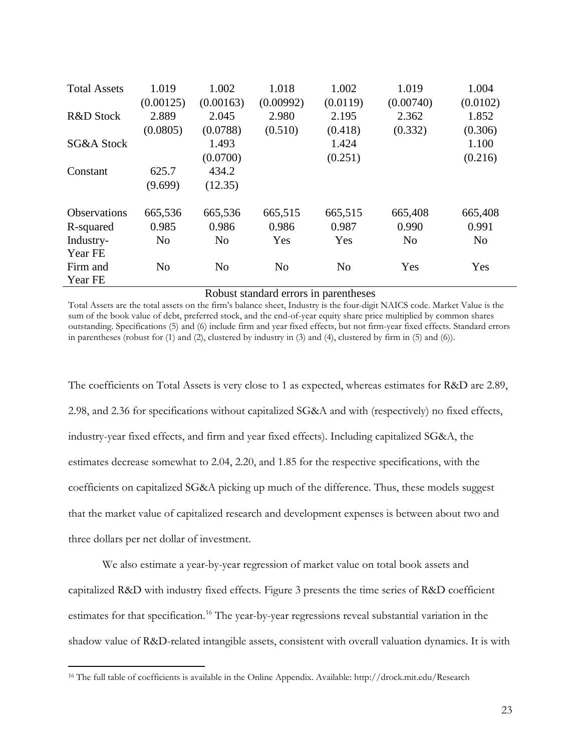| | (1) | (2) | (3) | (4) | (5) | (6) |
|---|---|---|---|---|---|---|
| Total Assets | 1.019 | 1.002 | 1.018 | 1.002 | 1.019 | 1.004 |
| | (0.00125) | (0.00163) | (0.00992) | (0.0119) | (0.00740) | (0.0102) |
| R&D Stock | 2.889 | 2.045 | 2.980 | 2.195 | 2.362 | 1.852 |
| | (0.0805) | (0.0788) | (0.510) | (0.418) | (0.332) | (0.306) |
| SG&A Stock | | 1.493 | | 1.424 | | 1.100 |
| | | (0.0700) | | (0.251) | | (0.216) |
| Constant | 625.7 | 434.2 | | | | |
| | (9.699) | (12.35) | | | | |
| Observations | 665,536 | 665,536 | 665,515 | 665,515 | 665,408 | 665,408 |
| R-squared | 0.985 | 0.986 | 0.986 | 0.987 | 0.990 | 0.991 |
| Industry-Year FE | No | No | Yes | Yes | No | No |
| Firm and Year FE | No | No | No | No | Yes | Yes |

Robust standard errors in parentheses

Total Assets are the total assets on the firm's balance sheet, Industry is the four-digit NAICS code. Market Value is the sum of the book value of debt, preferred stock, and the end-of-year equity share price multiplied by common shares outstanding. Specifications (5) and (6) include firm and year fixed effects, but not firm-year fixed effects. Standard errors in parentheses (robust for (1) and (2), clustered by industry in (3) and (4), clustered by firm in (5) and (6)).

The coefficients on Total Assets is very close to 1 as expected, whereas estimates for R&D are 2.89, 2.98, and 2.36 for specifications without capitalized SG&A and with (respectively) no fixed effects, industry-year fixed effects, and firm and year fixed effects). Including capitalized SG&A, the estimates decrease somewhat to 2.04, 2.20, and 1.85 for the respective specifications, with the coefficients on capitalized SG&A picking up much of the difference. Thus, these models suggest that the market value of capitalized research and development expenses is between about two and three dollars per net dollar of investment.

We also estimate a year-by-year regression of market value on total book assets and capitalized R&D with industry fixed effects. Figure 3 presents the time series of R&D coefficient estimates for that specification.[16] The year-by-year regressions reveal substantial variation in the shadow value of R&D-related intangible assets, consistent with overall valuation dynamics. It is with

[16] The full table of coefficients is available in the Online Appendix. Available: http://drock.mit.edu/Research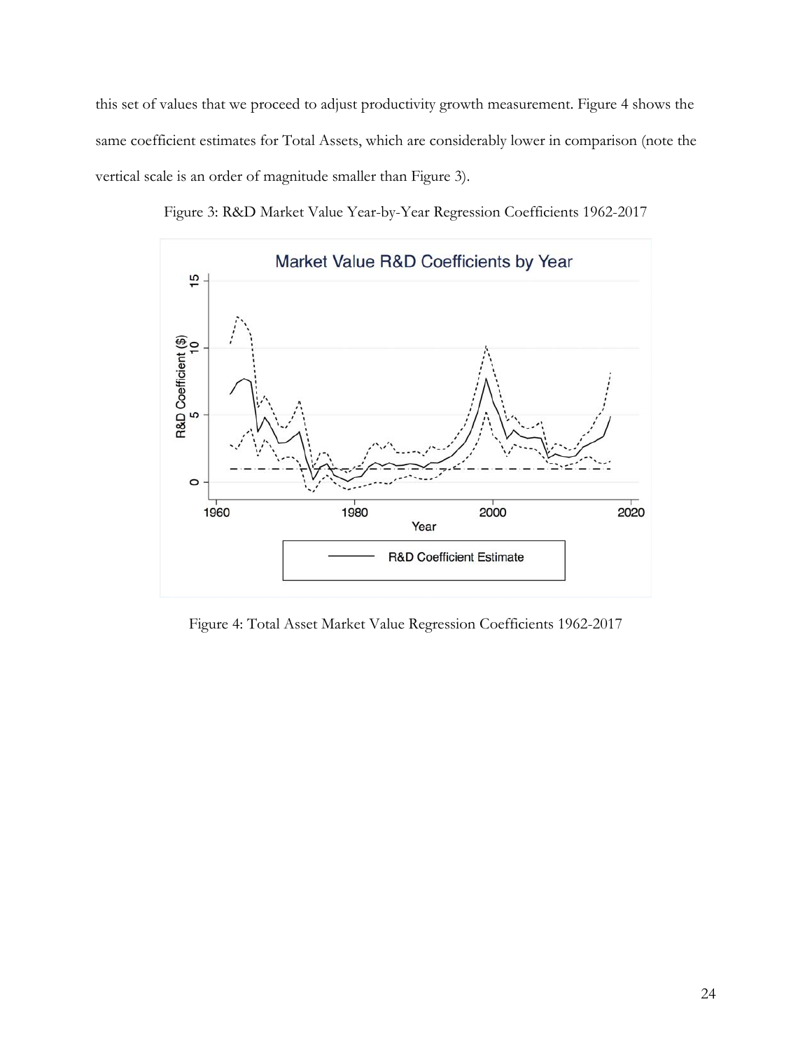this set of values that we proceed to adjust productivity growth measurement. Figure 4 shows the same coefficient estimates for Total Assets, which are considerably lower in comparison (note the vertical scale is an order of magnitude smaller than Figure 3).

Figure 3: R&D Market Value Year-by-Year Regression Coefficients 1962-2017

Figure 4: Total Asset Market Value Regression Coefficients 1962-2017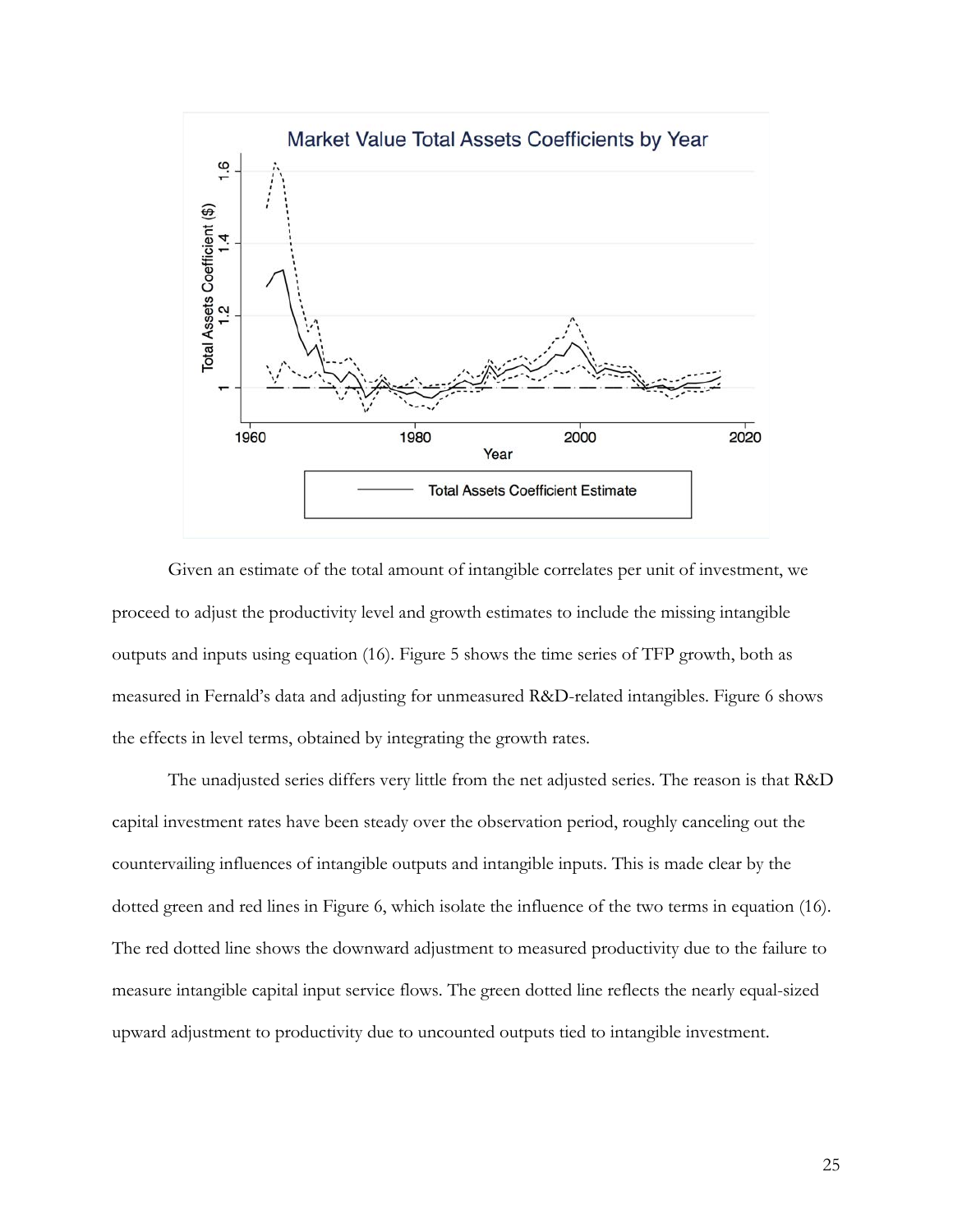Given an estimate of the total amount of intangible correlates per unit of investment, we proceed to adjust the productivity level and growth estimates to include the missing intangible outputs and inputs using equation (16). Figure 5 shows the time series of TFP growth, both as measured in Fernald's data and adjusting for unmeasured R&D-related intangibles. Figure 6 shows the effects in level terms, obtained by integrating the growth rates.

The unadjusted series differs very little from the net adjusted series. The reason is that R&D capital investment rates have been steady over the observation period, roughly canceling out the countervailing influences of intangible outputs and intangible inputs. This is made clear by the dotted green and red lines in Figure 6, which isolate the influence of the two terms in equation (16). The red dotted line shows the downward adjustment to measured productivity due to the failure to measure intangible capital input service flows. The green dotted line reflects the nearly equal-sized upward adjustment to productivity due to uncounted outputs tied to intangible investment.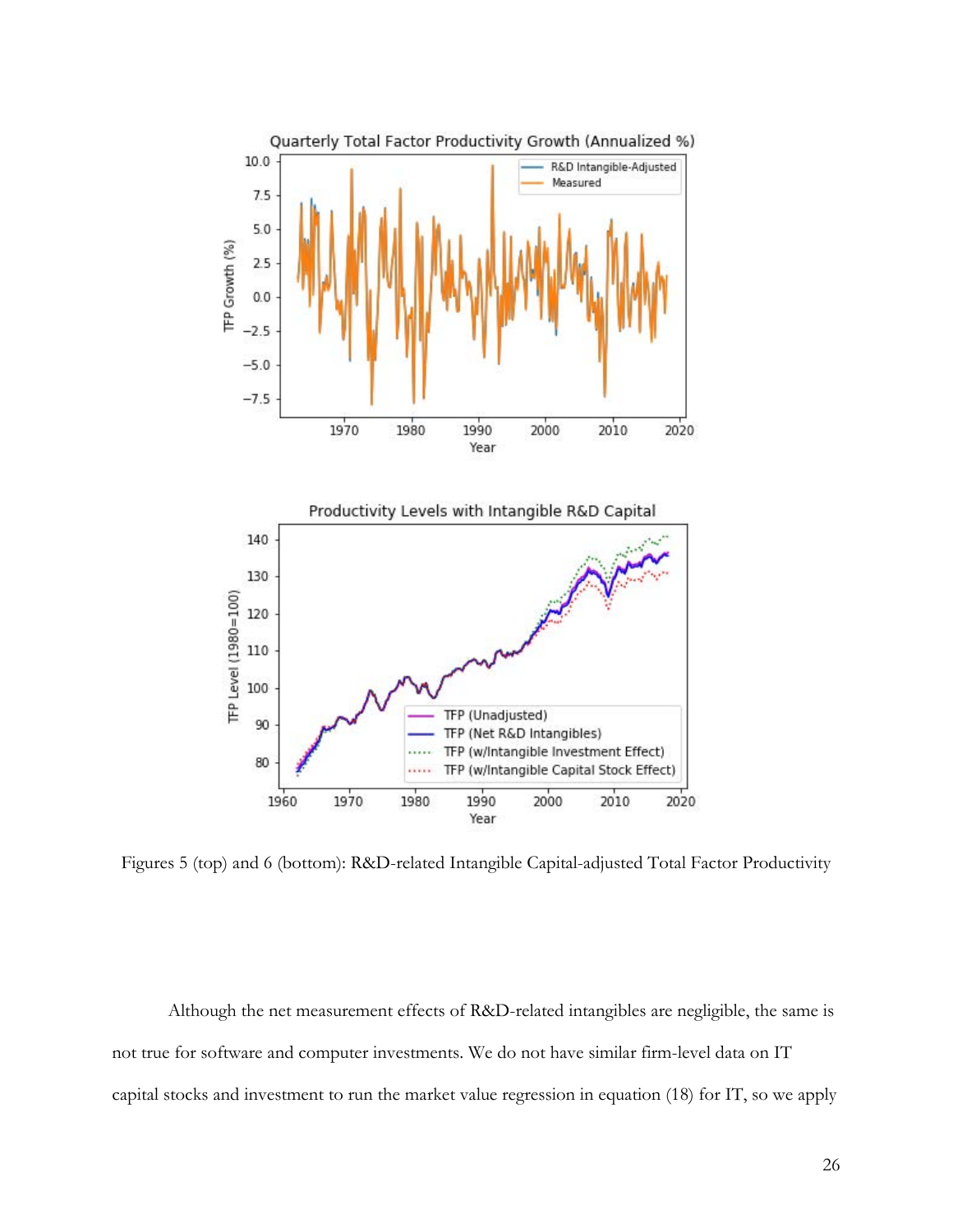Figures 5 (top) and 6 (bottom): R&D-related Intangible Capital-adjusted Total Factor Productivity

Although the net measurement effects of R&D-related intangibles are negligible, the same is not true for software and computer investments. We do not have similar firm-level data on IT capital stocks and investment to run the market value regression in equation (18) for IT, so we apply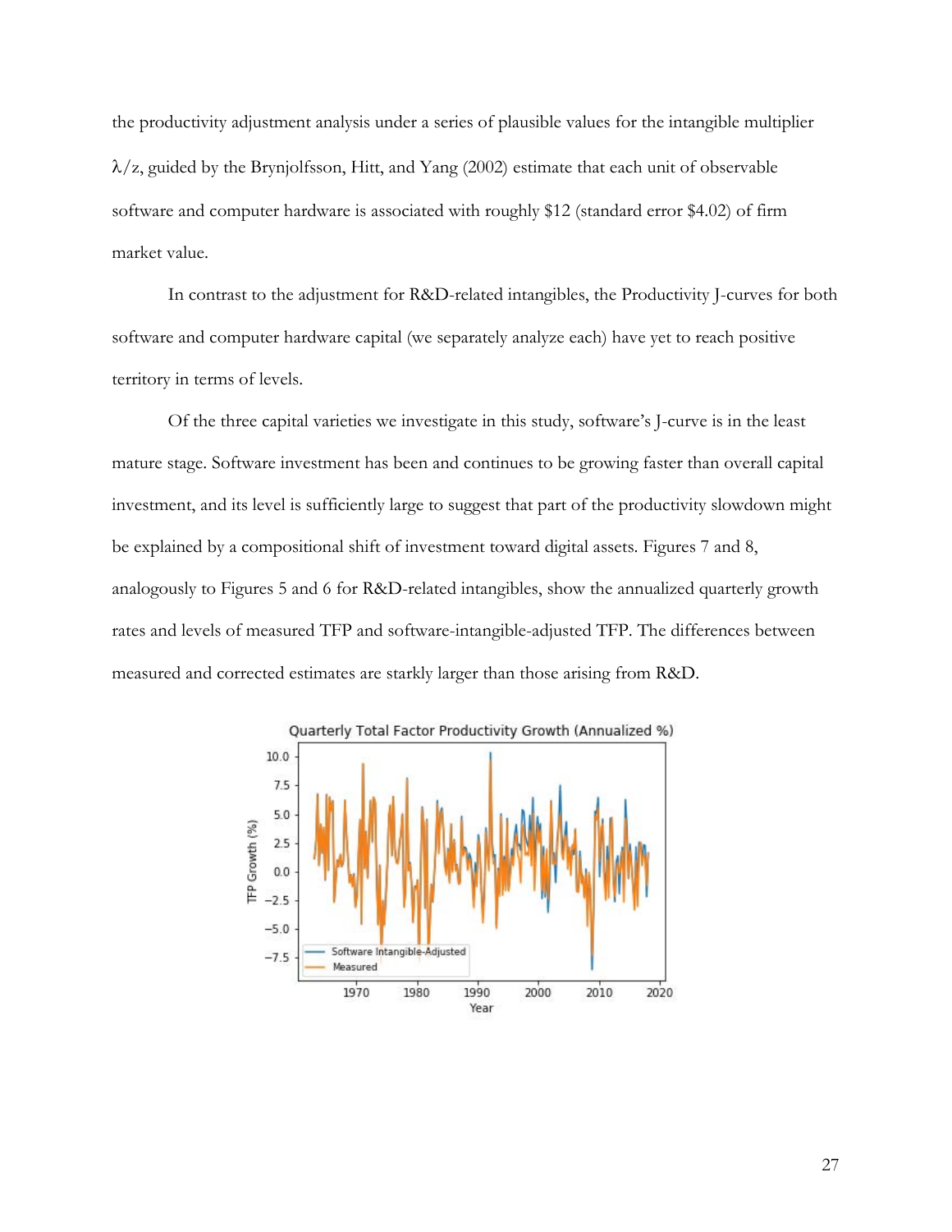the productivity adjustment analysis under a series of plausible values for the intangible multiplier $\lambda/z$, guided by the Brynjolfsson, Hitt, and Yang (2002) estimate that each unit of observable software and computer hardware is associated with roughly \$12 (standard error \$4.02) of firm market value.

In contrast to the adjustment for R&D-related intangibles, the Productivity J-curves for both software and computer hardware capital (we separately analyze each) have yet to reach positive territory in terms of levels.

Of the three capital varieties we investigate in this study, software's J-curve is in the least mature stage. Software investment has been and continues to be growing faster than overall capital investment, and its level is sufficiently large to suggest that part of the productivity slowdown might be explained by a compositional shift of investment toward digital assets. Figures 7 and 8, analogously to Figures 5 and 6 for R&D-related intangibles, show the annualized quarterly growth rates and levels of measured TFP and software-intangible-adjusted TFP. The differences between measured and corrected estimates are starkly larger than those arising from R&D.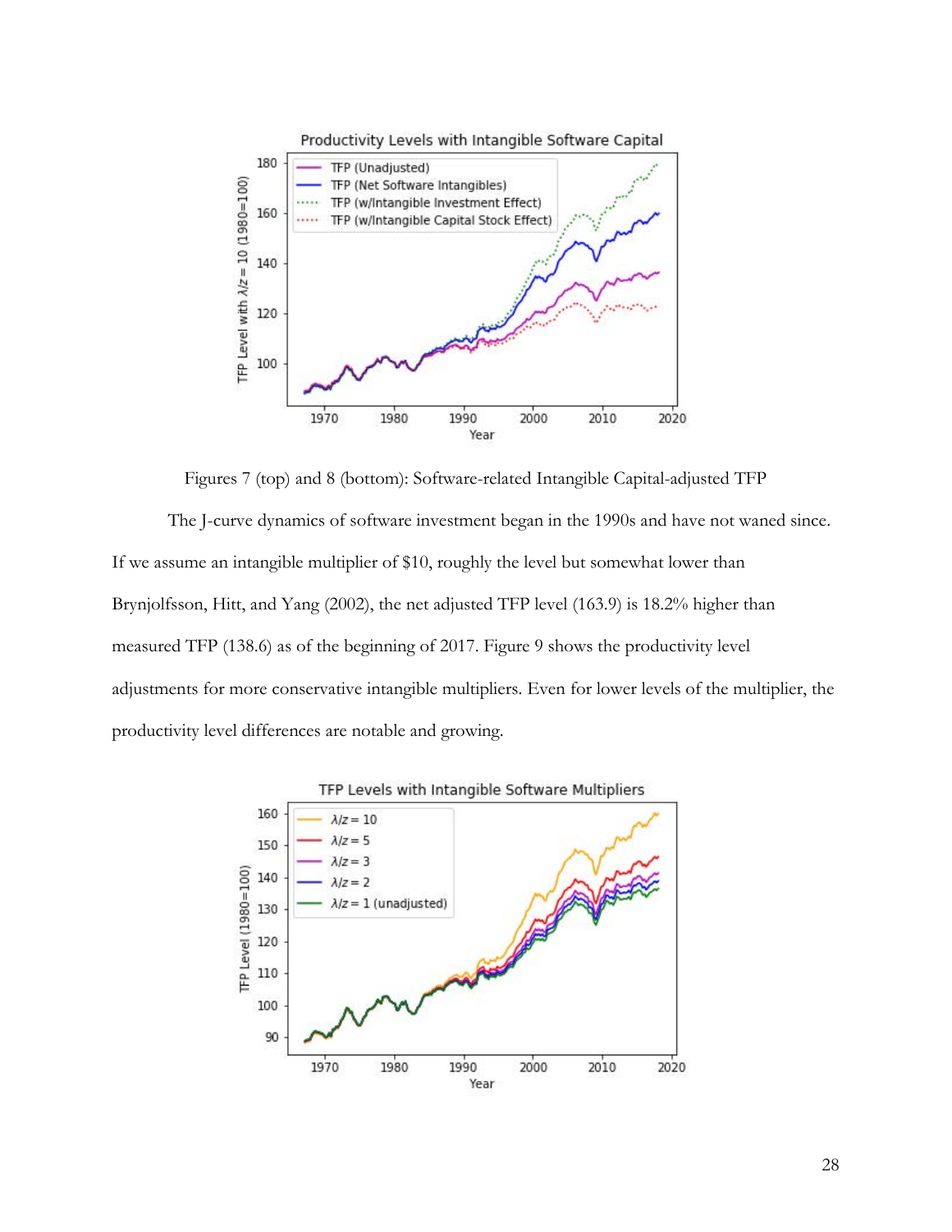Figures 7 (top) and 8 (bottom): Software-related Intangible Capital-adjusted TFP

The J-curve dynamics of software investment began in the 1990s and have not waned since. If we assume an intangible multiplier of $10, roughly the level but somewhat lower than Brynjolfsson, Hitt, and Yang (2002), the net adjusted TFP level (163.9) is 18.2% higher than measured TFP (138.6) as of the beginning of 2017. Figure 9 shows the productivity level adjustments for more conservative intangible multipliers. Even for lower levels of the multiplier, the productivity level differences are notable and growing.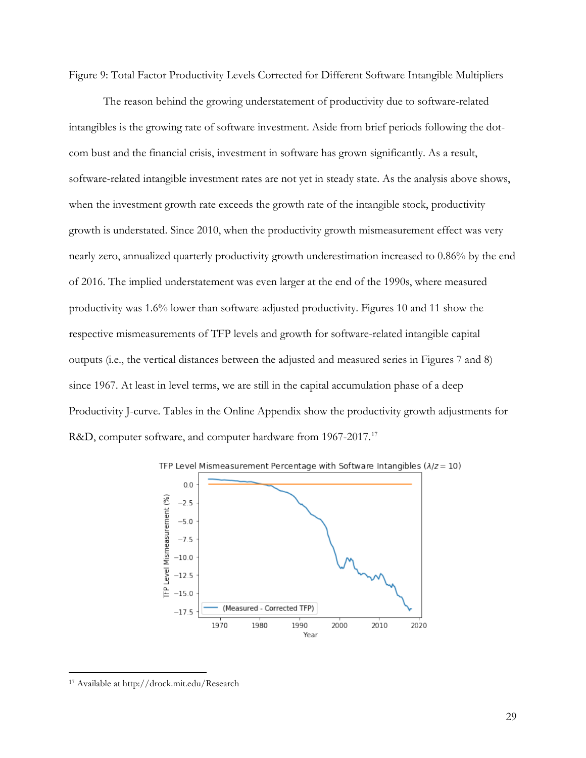Figure 9: Total Factor Productivity Levels Corrected for Different Software Intangible Multipliers

The reason behind the growing understatement of productivity due to software-related intangibles is the growing rate of software investment. Aside from brief periods following the dot-com bust and the financial crisis, investment in software has grown significantly. As a result, software-related intangible investment rates are not yet in steady state. As the analysis above shows, when the investment growth rate exceeds the growth rate of the intangible stock, productivity growth is understated. Since 2010, when the productivity growth mismeasurement effect was very nearly zero, annualized quarterly productivity growth underestimation increased to 0.86% by the end of 2016. The implied understatement was even larger at the end of the 1990s, where measured productivity was 1.6% lower than software-adjusted productivity. Figures 10 and 11 show the respective mismeasurements of TFP levels and growth for software-related intangible capital outputs (i.e., the vertical distances between the adjusted and measured series in Figures 7 and 8) since 1967. At least in level terms, we are still in the capital accumulation phase of a deep Productivity J-curve. Tables in the Online Appendix show the productivity growth adjustments for R&D, computer software, and computer hardware from 1967-2017.[17]

[17] Available at http://drock.mit.edu/Research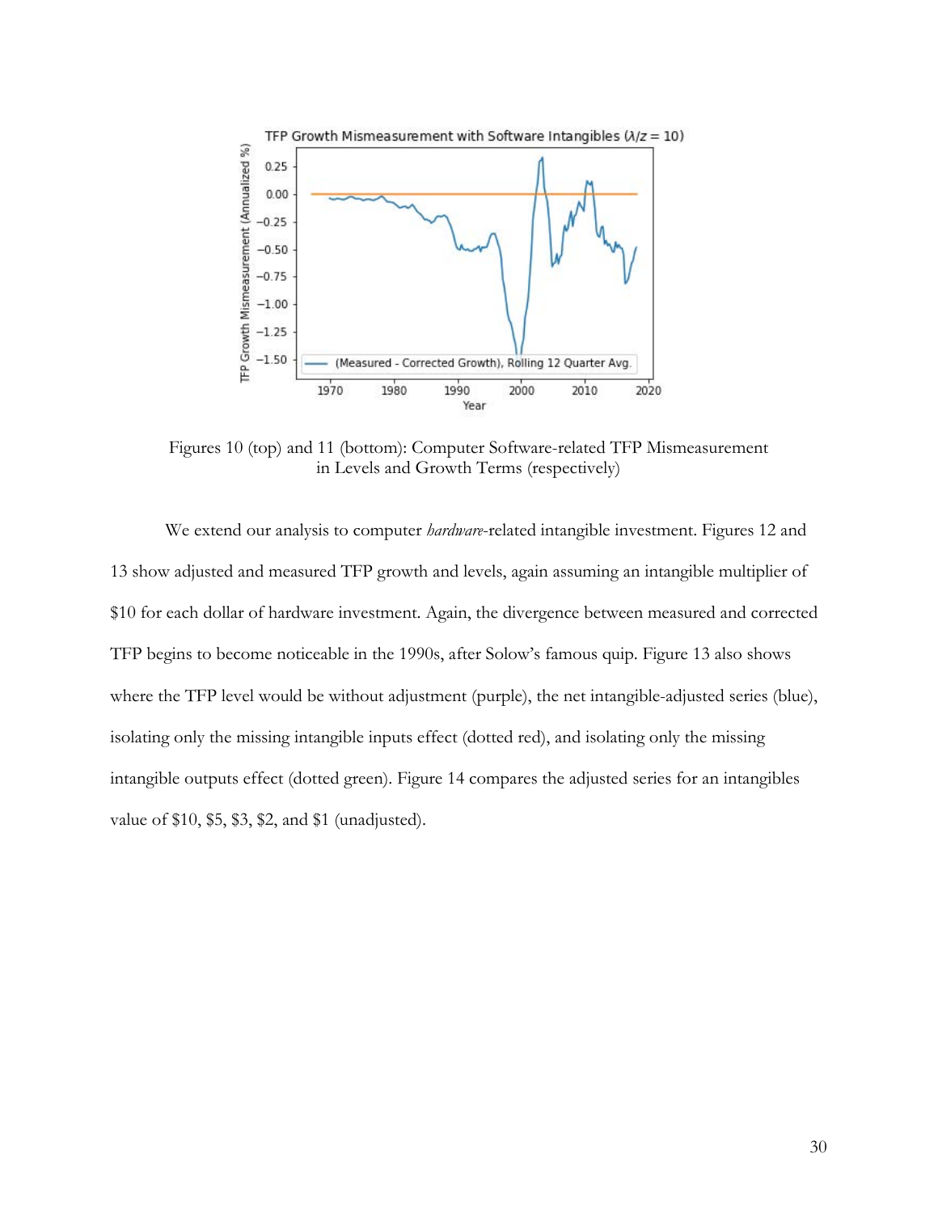Figures 10 (top) and 11 (bottom): Computer Software-related TFP Mismeasurement in Levels and Growth Terms (respectively)

We extend our analysis to computer *hardware*-related intangible investment. Figures 12 and 13 show adjusted and measured TFP growth and levels, again assuming an intangible multiplier of \$10 for each dollar of hardware investment. Again, the divergence between measured and corrected TFP begins to become noticeable in the 1990s, after Solow's famous quip. Figure 13 also shows where the TFP level would be without adjustment (purple), the net intangible-adjusted series (blue), isolating only the missing intangible inputs effect (dotted red), and isolating only the missing intangible outputs effect (dotted green). Figure 14 compares the adjusted series for an intangibles value of \$10, \$5, \$3, \$2, and \$1 (unadjusted).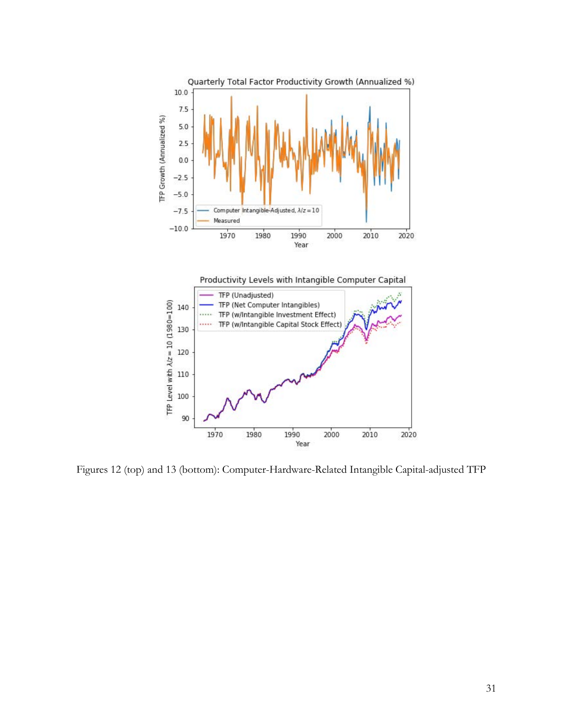Figures 12 (top) and 13 (bottom): Computer-Hardware-Related Intangible Capital-adjusted TFP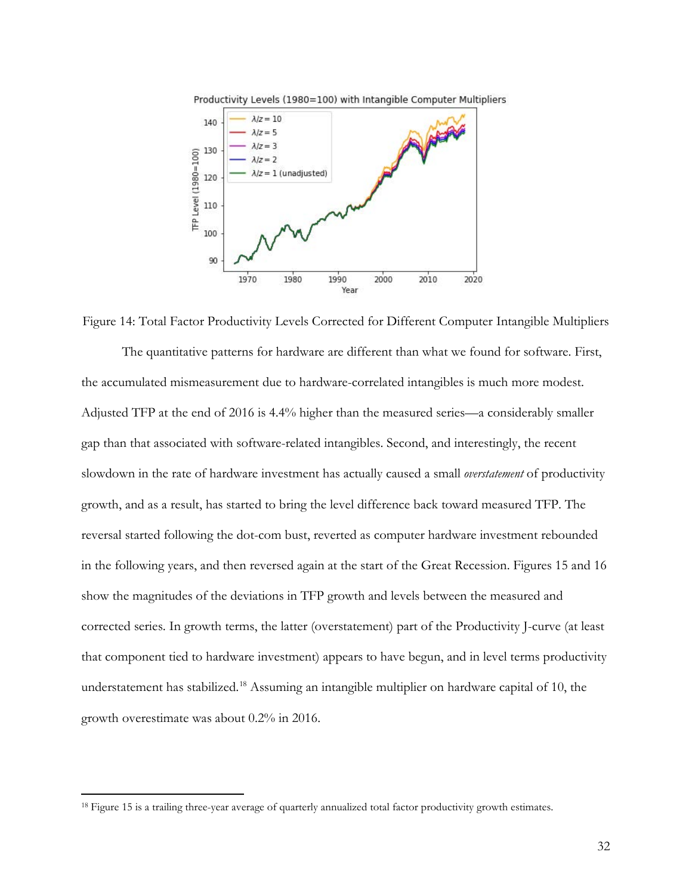Figure 14: Total Factor Productivity Levels Corrected for Different Computer Intangible Multipliers

The quantitative patterns for hardware are different than what we found for software. First, the accumulated mismeasurement due to hardware-correlated intangibles is much more modest. Adjusted TFP at the end of 2016 is 4.4% higher than the measured series—a considerably smaller gap than that associated with software-related intangibles. Second, and interestingly, the recent slowdown in the rate of hardware investment has actually caused a small *overstatement* of productivity growth, and as a result, has started to bring the level difference back toward measured TFP. The reversal started following the dot-com bust, reverted as computer hardware investment rebounded in the following years, and then reversed again at the start of the Great Recession. Figures 15 and 16 show the magnitudes of the deviations in TFP growth and levels between the measured and corrected series. In growth terms, the latter (overstatement) part of the Productivity J-curve (at least that component tied to hardware investment) appears to have begun, and in level terms productivity understatement has stabilized.[18] Assuming an intangible multiplier on hardware capital of 10, the growth overestimate was about 0.2% in 2016.

[18] Figure 15 is a trailing three-year average of quarterly annualized total factor productivity growth estimates.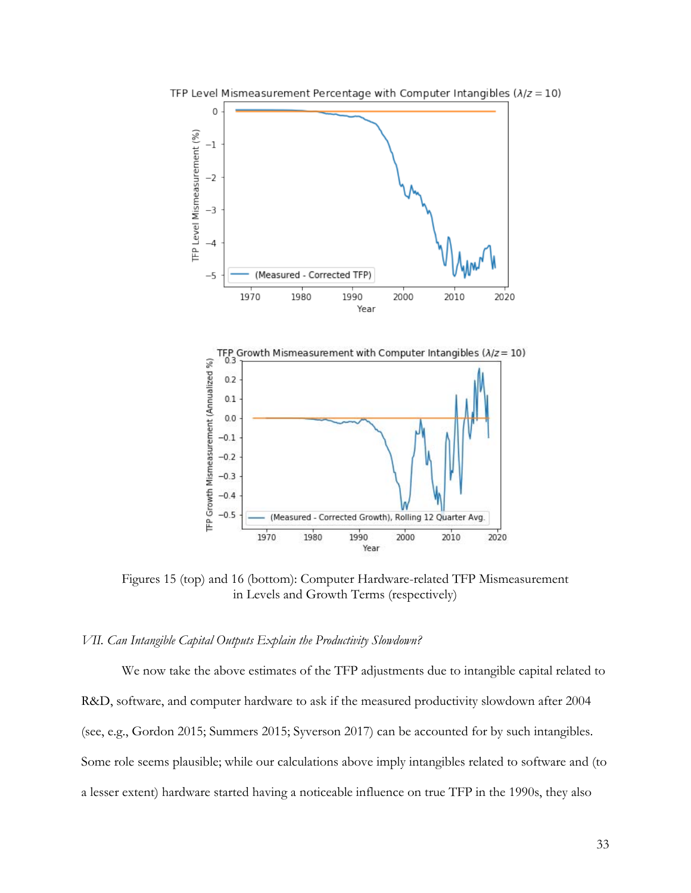Figures 15 (top) and 16 (bottom): Computer Hardware-related TFP Mismeasurement in Levels and Growth Terms (respectively)

*VII. Can Intangible Capital Outputs Explain the Productivity Slowdown?*

We now take the above estimates of the TFP adjustments due to intangible capital related to R&D, software, and computer hardware to ask if the measured productivity slowdown after 2004 (see, e.g., Gordon 2015; Summers 2015; Syverson 2017) can be accounted for by such intangibles. Some role seems plausible; while our calculations above imply intangibles related to software and (to a lesser extent) hardware started having a noticeable influence on true TFP in the 1990s, they also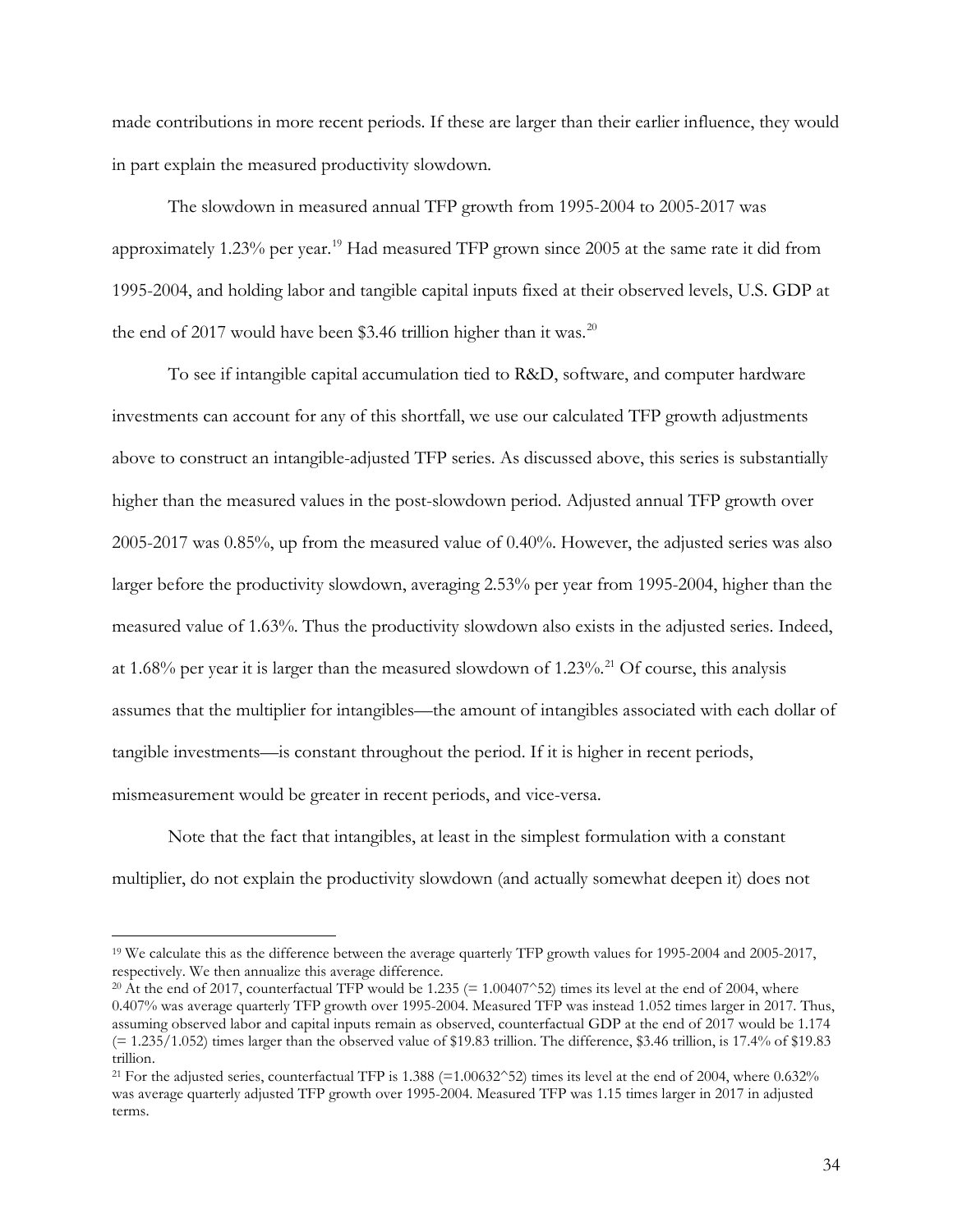made contributions in more recent periods. If these are larger than their earlier influence, they would in part explain the measured productivity slowdown.

The slowdown in measured annual TFP growth from 1995-2004 to 2005-2017 was approximately 1.23% per year.[19] Had measured TFP grown since 2005 at the same rate it did from 1995-2004, and holding labor and tangible capital inputs fixed at their observed levels, U.S. GDP at the end of 2017 would have been $3.46 trillion higher than it was.[20]

To see if intangible capital accumulation tied to R&D, software, and computer hardware investments can account for any of this shortfall, we use our calculated TFP growth adjustments above to construct an intangible-adjusted TFP series. As discussed above, this series is substantially higher than the measured values in the post-slowdown period. Adjusted annual TFP growth over 2005-2017 was 0.85%, up from the measured value of 0.40%. However, the adjusted series was also larger before the productivity slowdown, averaging 2.53% per year from 1995-2004, higher than the measured value of 1.63%. Thus the productivity slowdown also exists in the adjusted series. Indeed, at 1.68% per year it is larger than the measured slowdown of 1.23%.[21] Of course, this analysis assumes that the multiplier for intangibles—the amount of intangibles associated with each dollar of tangible investments—is constant throughout the period. If it is higher in recent periods, mismeasurement would be greater in recent periods, and vice-versa.

Note that the fact that intangibles, at least in the simplest formulation with a constant multiplier, do not explain the productivity slowdown (and actually somewhat deepen it) does not

---

[19] We calculate this as the difference between the average quarterly TFP growth values for 1995-2004 and 2005-2017, respectively. We then annualize this average difference.

[20] At the end of 2017, counterfactual TFP would be 1.235 (= $1.00407^{52}$) times its level at the end of 2004, where 0.407% was average quarterly TFP growth over 1995-2004. Measured TFP was instead 1.052 times larger in 2017. Thus, assuming observed labor and capital inputs remain as observed, counterfactual GDP at the end of 2017 would be 1.174 (= 1.235/1.052) times larger than the observed value of $19.83 trillion. The difference, $3.46 trillion, is 17.4% of $19.83 trillion.

[21] For the adjusted series, counterfactual TFP is 1.388 (= $1.00632^{52}$) times its level at the end of 2004, where 0.632% was average quarterly adjusted TFP growth over 1995-2004. Measured TFP was 1.15 times larger in 2017 in adjusted terms.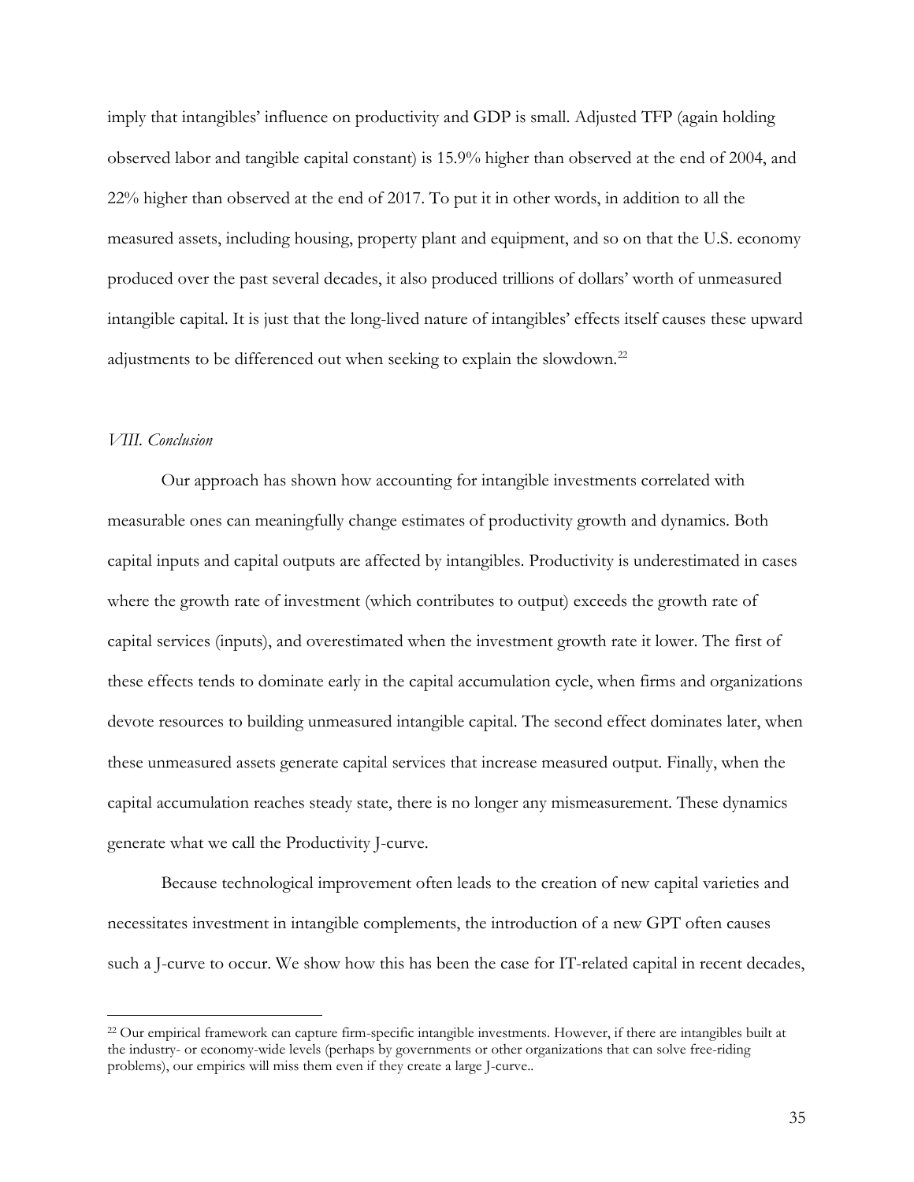imply that intangibles' influence on productivity and GDP is small. Adjusted TFP (again holding observed labor and tangible capital constant) is 15.9% higher than observed at the end of 2004, and 22% higher than observed at the end of 2017. To put it in other words, in addition to all the measured assets, including housing, property plant and equipment, and so on that the U.S. economy produced over the past several decades, it also produced trillions of dollars' worth of unmeasured intangible capital. It is just that the long-lived nature of intangibles' effects itself causes these upward adjustments to be differenced out when seeking to explain the slowdown.[22]

### *VIII. Conclusion*

Our approach has shown how accounting for intangible investments correlated with measurable ones can meaningfully change estimates of productivity growth and dynamics. Both capital inputs and capital outputs are affected by intangibles. Productivity is underestimated in cases where the growth rate of investment (which contributes to output) exceeds the growth rate of capital services (inputs), and overestimated when the investment growth rate it lower. The first of these effects tends to dominate early in the capital accumulation cycle, when firms and organizations devote resources to building unmeasured intangible capital. The second effect dominates later, when these unmeasured assets generate capital services that increase measured output. Finally, when the capital accumulation reaches steady state, there is no longer any mismeasurement. These dynamics generate what we call the Productivity J-curve.

Because technological improvement often leads to the creation of new capital varieties and necessitates investment in intangible complements, the introduction of a new GPT often causes such a J-curve to occur. We show how this has been the case for IT-related capital in recent decades,

[22] Our empirical framework can capture firm-specific intangible investments. However, if there are intangibles built at the industry- or economy-wide levels (perhaps by governments or other organizations that can solve free-riding problems), our empirics will miss them even if they create a large J-curve..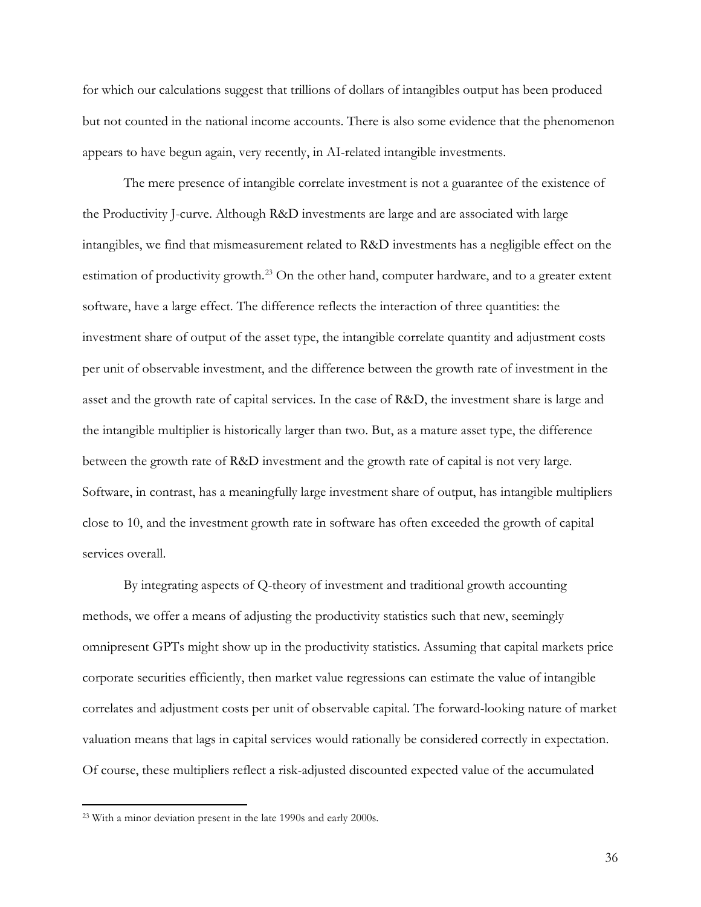for which our calculations suggest that trillions of dollars of intangibles output has been produced but not counted in the national income accounts. There is also some evidence that the phenomenon appears to have begun again, very recently, in AI-related intangible investments.

The mere presence of intangible correlate investment is not a guarantee of the existence of the Productivity J-curve. Although R&D investments are large and are associated with large intangibles, we find that mismeasurement related to R&D investments has a negligible effect on the estimation of productivity growth.[23] On the other hand, computer hardware, and to a greater extent software, have a large effect. The difference reflects the interaction of three quantities: the investment share of output of the asset type, the intangible correlate quantity and adjustment costs per unit of observable investment, and the difference between the growth rate of investment in the asset and the growth rate of capital services. In the case of R&D, the investment share is large and the intangible multiplier is historically larger than two. But, as a mature asset type, the difference between the growth rate of R&D investment and the growth rate of capital is not very large. Software, in contrast, has a meaningfully large investment share of output, has intangible multipliers close to 10, and the investment growth rate in software has often exceeded the growth of capital services overall.

By integrating aspects of Q-theory of investment and traditional growth accounting methods, we offer a means of adjusting the productivity statistics such that new, seemingly omnipresent GPTs might show up in the productivity statistics. Assuming that capital markets price corporate securities efficiently, then market value regressions can estimate the value of intangible correlates and adjustment costs per unit of observable capital. The forward-looking nature of market valuation means that lags in capital services would rationally be considered correctly in expectation. Of course, these multipliers reflect a risk-adjusted discounted expected value of the accumulated

[23] With a minor deviation present in the late 1990s and early 2000s.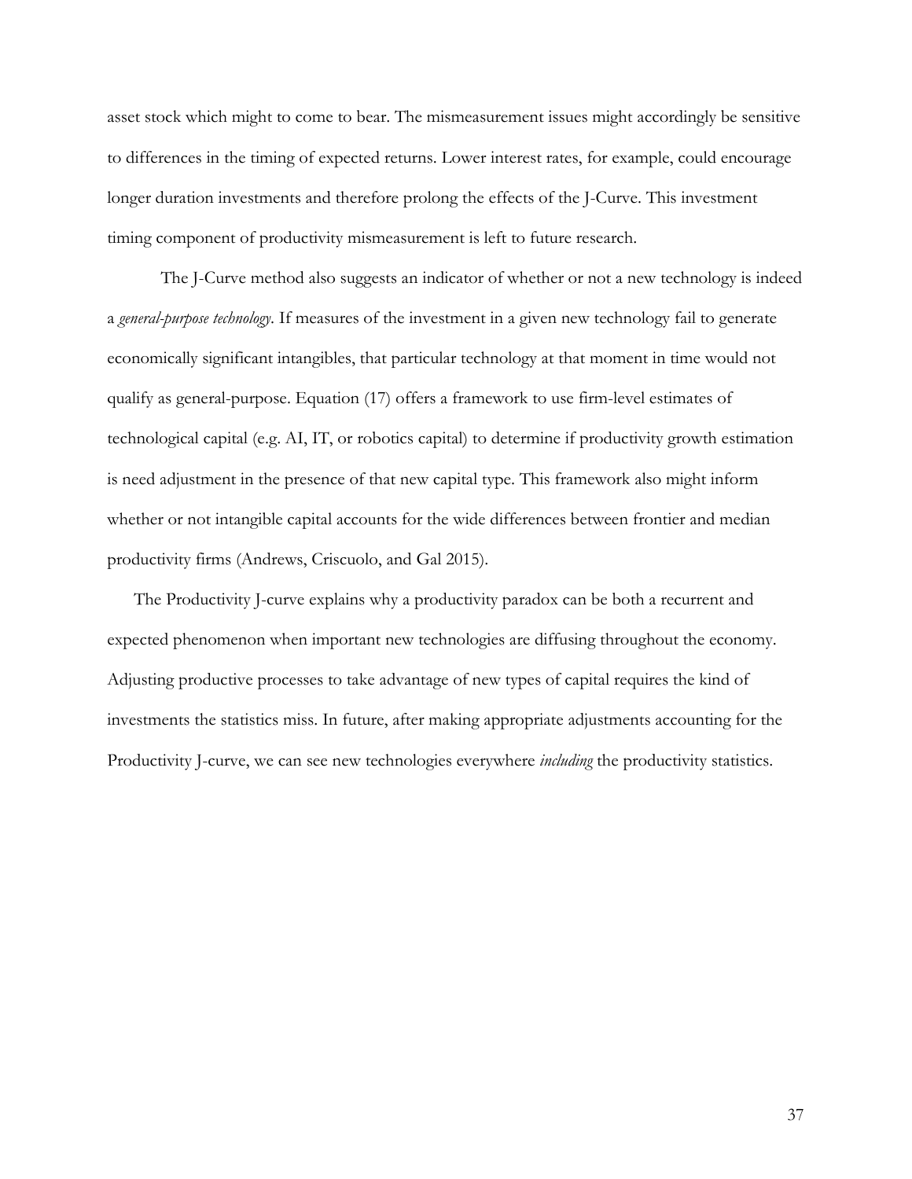asset stock which might to come to bear. The mismeasurement issues might accordingly be sensitive to differences in the timing of expected returns. Lower interest rates, for example, could encourage longer duration investments and therefore prolong the effects of the J-Curve. This investment timing component of productivity mismeasurement is left to future research.

The J-Curve method also suggests an indicator of whether or not a new technology is indeed a *general-purpose technology*. If measures of the investment in a given new technology fail to generate economically significant intangibles, that particular technology at that moment in time would not qualify as general-purpose. Equation (17) offers a framework to use firm-level estimates of technological capital (e.g. AI, IT, or robotics capital) to determine if productivity growth estimation is need adjustment in the presence of that new capital type. This framework also might inform whether or not intangible capital accounts for the wide differences between frontier and median productivity firms (Andrews, Criscuolo, and Gal 2015).

The Productivity J-curve explains why a productivity paradox can be both a recurrent and expected phenomenon when important new technologies are diffusing throughout the economy. Adjusting productive processes to take advantage of new types of capital requires the kind of investments the statistics miss. In future, after making appropriate adjustments accounting for the Productivity J-curve, we can see new technologies everywhere *including* the productivity statistics.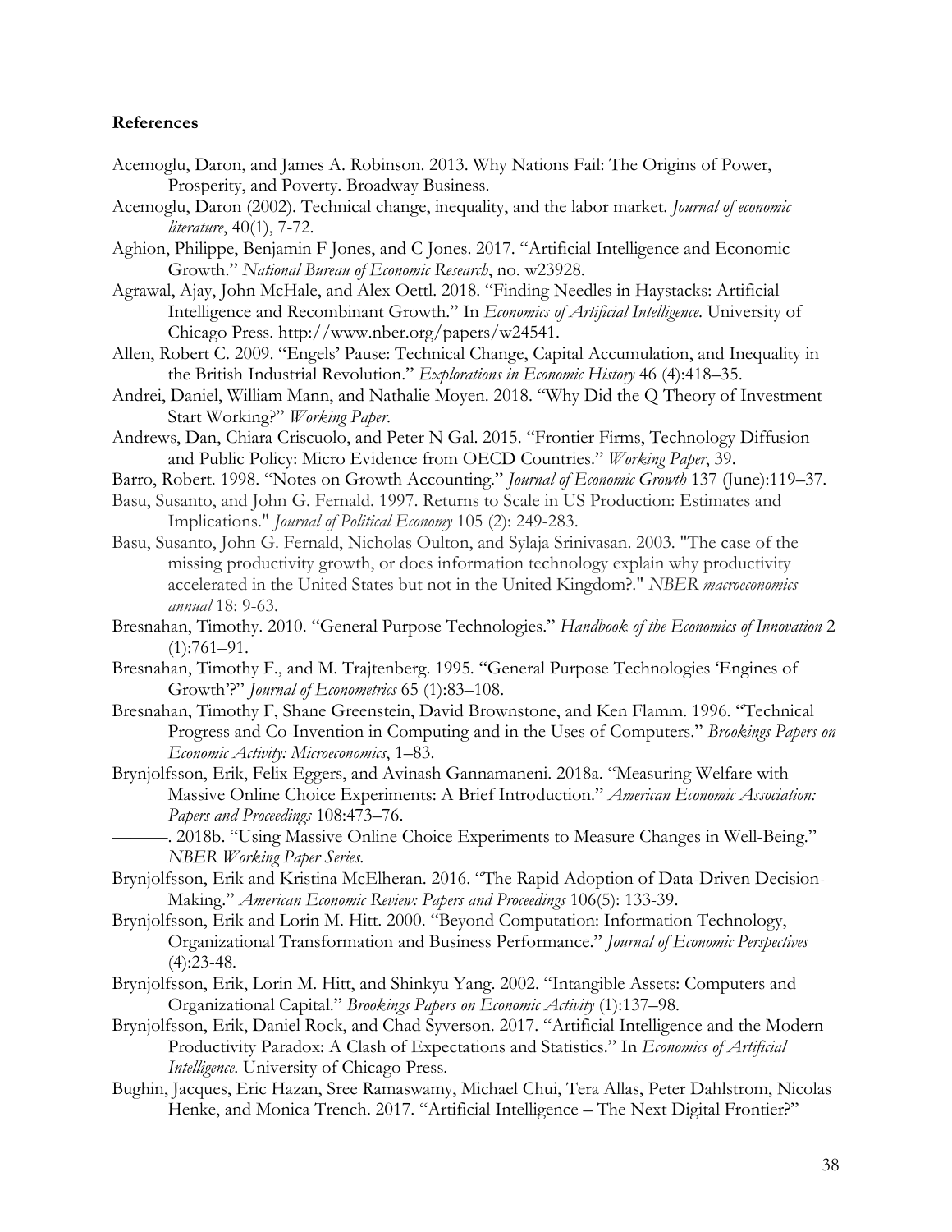**References**

Acemoglu, Daron, and James A. Robinson. 2013. Why Nations Fail: The Origins of Power, Prosperity, and Poverty. Broadway Business.

Acemoglu, Daron (2002). Technical change, inequality, and the labor market. *Journal of economic literature*, 40(1), 7-72.

Aghion, Philippe, Benjamin F Jones, and C Jones. 2017. "Artificial Intelligence and Economic Growth." *National Bureau of Economic Research*, no. w23928.

Agrawal, Ajay, John McHale, and Alex Oettl. 2018. "Finding Needles in Haystacks: Artificial Intelligence and Recombinant Growth." In *Economics of Artificial Intelligence*. University of Chicago Press. http://www.nber.org/papers/w24541.

Allen, Robert C. 2009. "Engels' Pause: Technical Change, Capital Accumulation, and Inequality in the British Industrial Revolution." *Explorations in Economic History* 46 (4):418–35.

Andrei, Daniel, William Mann, and Nathalie Moyen. 2018. "Why Did the Q Theory of Investment Start Working?" *Working Paper*.

Andrews, Dan, Chiara Criscuolo, and Peter N Gal. 2015. "Frontier Firms, Technology Diffusion and Public Policy: Micro Evidence from OECD Countries." *Working Paper*, 39.

Barro, Robert. 1998. "Notes on Growth Accounting." *Journal of Economic Growth* 137 (June):119–37.

Basu, Susanto, and John G. Fernald. 1997. Returns to Scale in US Production: Estimates and Implications." *Journal of Political Economy* 105 (2): 249-283.

Basu, Susanto, John G. Fernald, Nicholas Oulton, and Sylaja Srinivasan. 2003. "The case of the missing productivity growth, or does information technology explain why productivity accelerated in the United States but not in the United Kingdom?." *NBER macroeconomics annual* 18: 9-63.

Bresnahan, Timothy. 2010. "General Purpose Technologies." *Handbook of the Economics of Innovation* 2 (1):761–91.

Bresnahan, Timothy F., and M. Trajtenberg. 1995. "General Purpose Technologies 'Engines of Growth'?" *Journal of Econometrics* 65 (1):83–108.

Bresnahan, Timothy F, Shane Greenstein, David Brownstone, and Ken Flamm. 1996. "Technical Progress and Co-Invention in Computing and in the Uses of Computers." *Brookings Papers on Economic Activity: Microeconomics*, 1–83.

Brynjolfsson, Erik, Felix Eggers, and Avinash Gannamaneni. 2018a. "Measuring Welfare with Massive Online Choice Experiments: A Brief Introduction." *American Economic Association: Papers and Proceedings* 108:473–76.

———. 2018b. "Using Massive Online Choice Experiments to Measure Changes in Well-Being." *NBER Working Paper Series*.

Brynjolfsson, Erik and Kristina McElheran. 2016. "The Rapid Adoption of Data-Driven Decision-Making." *American Economic Review: Papers and Proceedings* 106(5): 133-39.

Brynjolfsson, Erik and Lorin M. Hitt. 2000. "Beyond Computation: Information Technology, Organizational Transformation and Business Performance." *Journal of Economic Perspectives* (4):23-48.

Brynjolfsson, Erik, Lorin M. Hitt, and Shinkyu Yang. 2002. "Intangible Assets: Computers and Organizational Capital." *Brookings Papers on Economic Activity* (1):137–98.

Brynjolfsson, Erik, Daniel Rock, and Chad Syverson. 2017. "Artificial Intelligence and the Modern Productivity Paradox: A Clash of Expectations and Statistics." In *Economics of Artificial Intelligence*. University of Chicago Press.

Bughin, Jacques, Eric Hazan, Sree Ramaswamy, Michael Chui, Tera Allas, Peter Dahlstrom, Nicolas Henke, and Monica Trench. 2017. "Artificial Intelligence – The Next Digital Frontier?"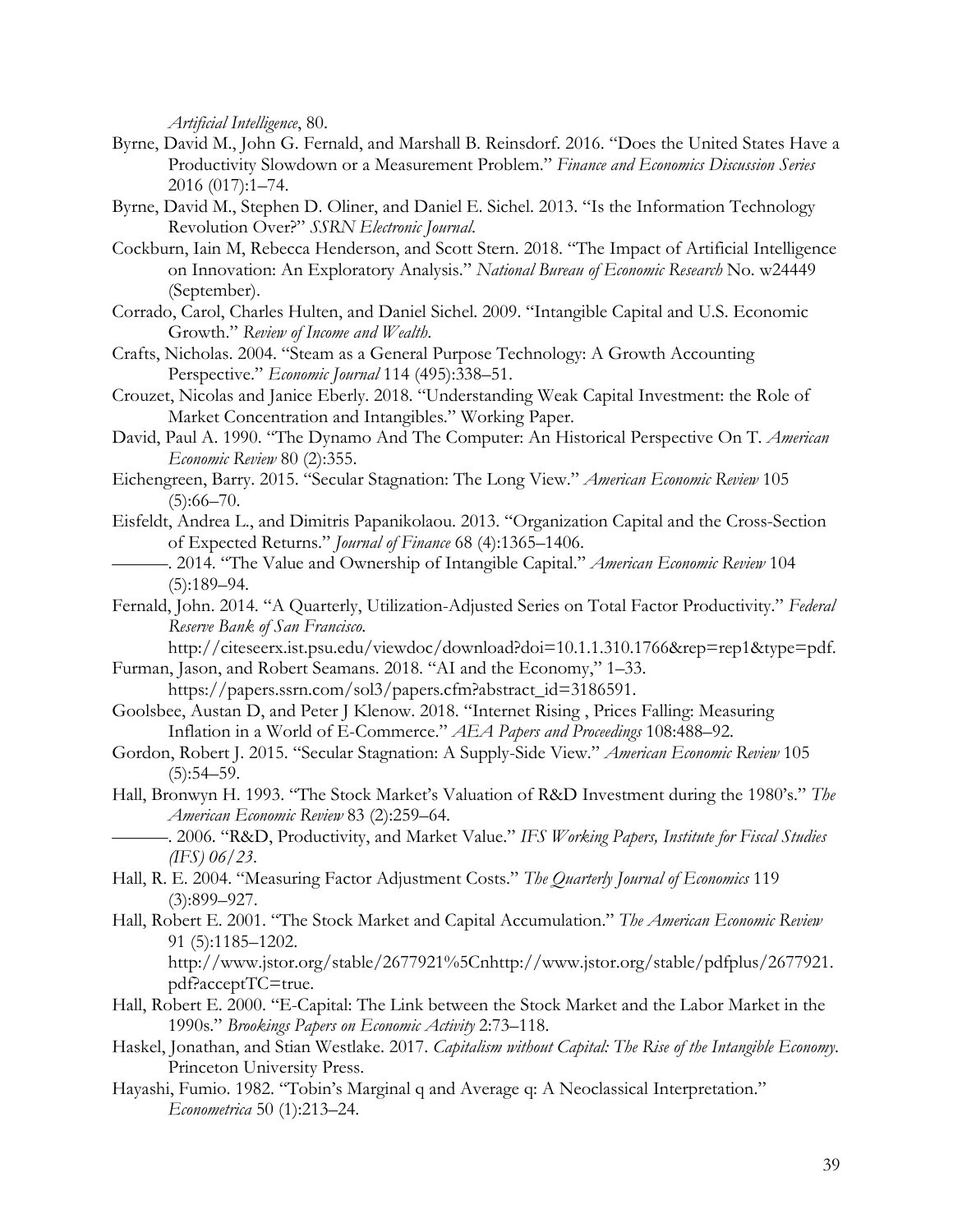*Artificial Intelligence*, 80.

Byrne, David M., John G. Fernald, and Marshall B. Reinsdorf. 2016. "Does the United States Have a Productivity Slowdown or a Measurement Problem." *Finance and Economics Discussion Series* 2016 (017):1–74.

Byrne, David M., Stephen D. Oliner, and Daniel E. Sichel. 2013. "Is the Information Technology Revolution Over?" *SSRN Electronic Journal*.

Cockburn, Iain M, Rebecca Henderson, and Scott Stern. 2018. "The Impact of Artificial Intelligence on Innovation: An Exploratory Analysis." *National Bureau of Economic Research* No. w24449 (September).

Corrado, Carol, Charles Hulten, and Daniel Sichel. 2009. "Intangible Capital and U.S. Economic Growth." *Review of Income and Wealth*.

Crafts, Nicholas. 2004. "Steam as a General Purpose Technology: A Growth Accounting Perspective." *Economic Journal* 114 (495):338–51.

Crouzet, Nicolas and Janice Eberly. 2018. "Understanding Weak Capital Investment: the Role of Market Concentration and Intangibles." Working Paper.

David, Paul A. 1990. "The Dynamo And The Computer: An Historical Perspective On T. *American Economic Review* 80 (2):355.

Eichengreen, Barry. 2015. "Secular Stagnation: The Long View." *American Economic Review* 105 (5):66–70.

Eisfeldt, Andrea L., and Dimitris Papanikolaou. 2013. "Organization Capital and the Cross-Section of Expected Returns." *Journal of Finance* 68 (4):1365–1406.

———. 2014. "The Value and Ownership of Intangible Capital." *American Economic Review* 104 (5):189–94.

Fernald, John. 2014. "A Quarterly, Utilization-Adjusted Series on Total Factor Productivity." *Federal Reserve Bank of San Francisco*. http://citeseerx.ist.psu.edu/viewdoc/download?doi=10.1.1.310.1766&rep=rep1&type=pdf.

Furman, Jason, and Robert Seamans. 2018. "AI and the Economy," 1–33. https://papers.ssrn.com/sol3/papers.cfm?abstract_id=3186591.

Goolsbee, Austan D, and Peter J Klenow. 2018. "Internet Rising , Prices Falling: Measuring Inflation in a World of E-Commerce." *AEA Papers and Proceedings* 108:488–92.

Gordon, Robert J. 2015. "Secular Stagnation: A Supply-Side View." *American Economic Review* 105 (5):54–59.

Hall, Bronwyn H. 1993. "The Stock Market's Valuation of R&D Investment during the 1980's." *The American Economic Review* 83 (2):259–64.

———. 2006. "R&D, Productivity, and Market Value." *IFS Working Papers, Institute for Fiscal Studies (IFS) 06/23*.

Hall, R. E. 2004. "Measuring Factor Adjustment Costs." *The Quarterly Journal of Economics* 119 (3):899–927.

Hall, Robert E. 2001. "The Stock Market and Capital Accumulation." *The American Economic Review* 91 (5):1185–1202. http://www.jstor.org/stable/2677921%5Cnhttp://www.jstor.org/stable/pdfplus/2677921.pdf?acceptTC=true.

Hall, Robert E. 2000. "E-Capital: The Link between the Stock Market and the Labor Market in the 1990s." *Brookings Papers on Economic Activity* 2:73–118.

Haskel, Jonathan, and Stian Westlake. 2017. *Capitalism without Capital: The Rise of the Intangible Economy*. Princeton University Press.

Hayashi, Fumio. 1982. "Tobin's Marginal q and Average q: A Neoclassical Interpretation." *Econometrica* 50 (1):213–24.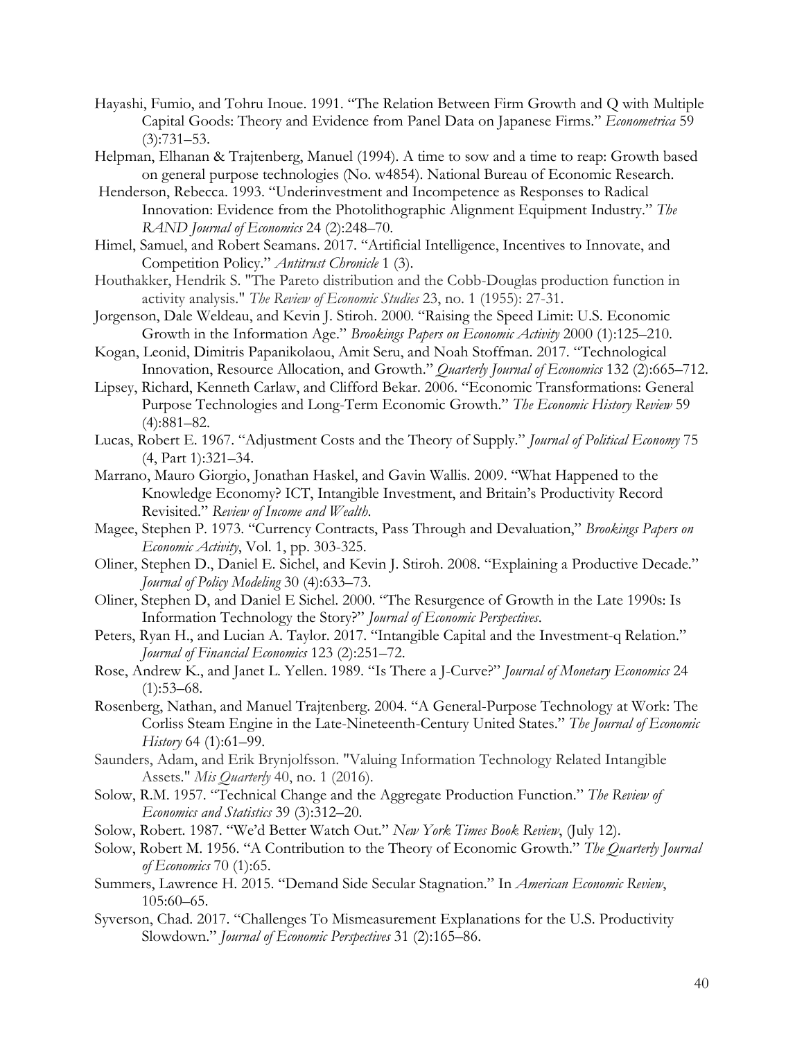Hayashi, Fumio, and Tohru Inoue. 1991. "The Relation Between Firm Growth and Q with Multiple Capital Goods: Theory and Evidence from Panel Data on Japanese Firms." *Econometrica* 59 (3):731–53.

Helpman, Elhanan & Trajtenberg, Manuel (1994). A time to sow and a time to reap: Growth based on general purpose technologies (No. w4854). National Bureau of Economic Research.

Henderson, Rebecca. 1993. "Underinvestment and Incompetence as Responses to Radical Innovation: Evidence from the Photolithographic Alignment Equipment Industry." *The RAND Journal of Economics* 24 (2):248–70.

Himel, Samuel, and Robert Seamans. 2017. "Artificial Intelligence, Incentives to Innovate, and Competition Policy." *Antitrust Chronicle* 1 (3).

Houthakker, Hendrik S. "The Pareto distribution and the Cobb-Douglas production function in activity analysis." *The Review of Economic Studies* 23, no. 1 (1955): 27-31.

Jorgenson, Dale Weldeau, and Kevin J. Stiroh. 2000. "Raising the Speed Limit: U.S. Economic Growth in the Information Age." *Brookings Papers on Economic Activity* 2000 (1):125–210.

Kogan, Leonid, Dimitris Papanikolaou, Amit Seru, and Noah Stoffman. 2017. "Technological Innovation, Resource Allocation, and Growth." *Quarterly Journal of Economics* 132 (2):665–712.

Lipsey, Richard, Kenneth Carlaw, and Clifford Bekar. 2006. "Economic Transformations: General Purpose Technologies and Long-Term Economic Growth." *The Economic History Review* 59 (4):881–82.

Lucas, Robert E. 1967. "Adjustment Costs and the Theory of Supply." *Journal of Political Economy* 75 (4, Part 1):321–34.

Marrano, Mauro Giorgio, Jonathan Haskel, and Gavin Wallis. 2009. "What Happened to the Knowledge Economy? ICT, Intangible Investment, and Britain's Productivity Record Revisited." *Review of Income and Wealth*.

Magee, Stephen P. 1973. "Currency Contracts, Pass Through and Devaluation," *Brookings Papers on Economic Activity*, Vol. 1, pp. 303-325.

Oliner, Stephen D., Daniel E. Sichel, and Kevin J. Stiroh. 2008. "Explaining a Productive Decade." *Journal of Policy Modeling* 30 (4):633–73.

Oliner, Stephen D, and Daniel E Sichel. 2000. "The Resurgence of Growth in the Late 1990s: Is Information Technology the Story?" *Journal of Economic Perspectives*.

Peters, Ryan H., and Lucian A. Taylor. 2017. "Intangible Capital and the Investment-q Relation." *Journal of Financial Economics* 123 (2):251–72.

Rose, Andrew K., and Janet L. Yellen. 1989. "Is There a J-Curve?" *Journal of Monetary Economics* 24 (1):53–68.

Rosenberg, Nathan, and Manuel Trajtenberg. 2004. "A General-Purpose Technology at Work: The Corliss Steam Engine in the Late-Nineteenth-Century United States." *The Journal of Economic History* 64 (1):61–99.

Saunders, Adam, and Erik Brynjolfsson. "Valuing Information Technology Related Intangible Assets." *Mis Quarterly* 40, no. 1 (2016).

Solow, R.M. 1957. "Technical Change and the Aggregate Production Function." *The Review of Economics and Statistics* 39 (3):312–20.

Solow, Robert. 1987. "We'd Better Watch Out." *New York Times Book Review*, (July 12).

Solow, Robert M. 1956. "A Contribution to the Theory of Economic Growth." *The Quarterly Journal of Economics* 70 (1):65.

Summers, Lawrence H. 2015. "Demand Side Secular Stagnation." In *American Economic Review*, 105:60–65.

Syverson, Chad. 2017. "Challenges To Mismeasurement Explanations for the U.S. Productivity Slowdown." *Journal of Economic Perspectives* 31 (2):165–86.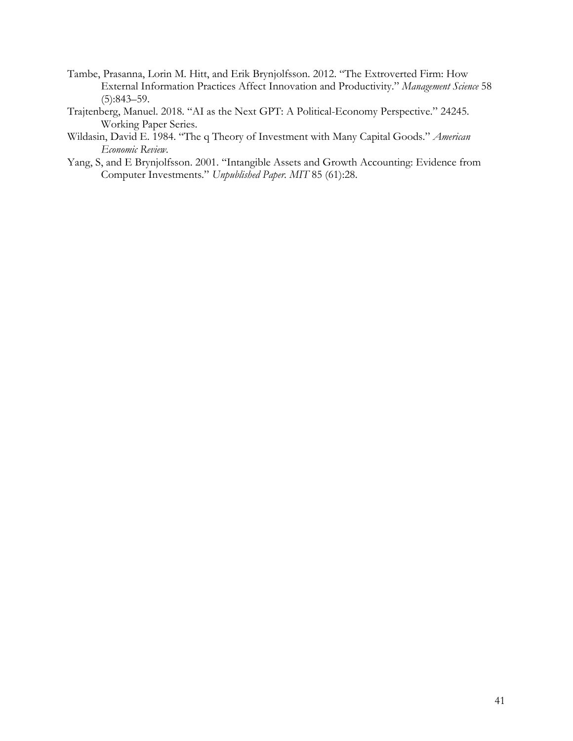Tambe, Prasanna, Lorin M. Hitt, and Erik Brynjolfsson. 2012. "The Extroverted Firm: How External Information Practices Affect Innovation and Productivity." *Management Science* 58 (5):843–59.

Trajtenberg, Manuel. 2018. "AI as the Next GPT: A Political-Economy Perspective." 24245. Working Paper Series.

Wildasin, David E. 1984. "The q Theory of Investment with Many Capital Goods." *American Economic Review*.

Yang, S, and E Brynjolfsson. 2001. "Intangible Assets and Growth Accounting: Evidence from Computer Investments." *Unpublished Paper. MIT* 85 (61):28.